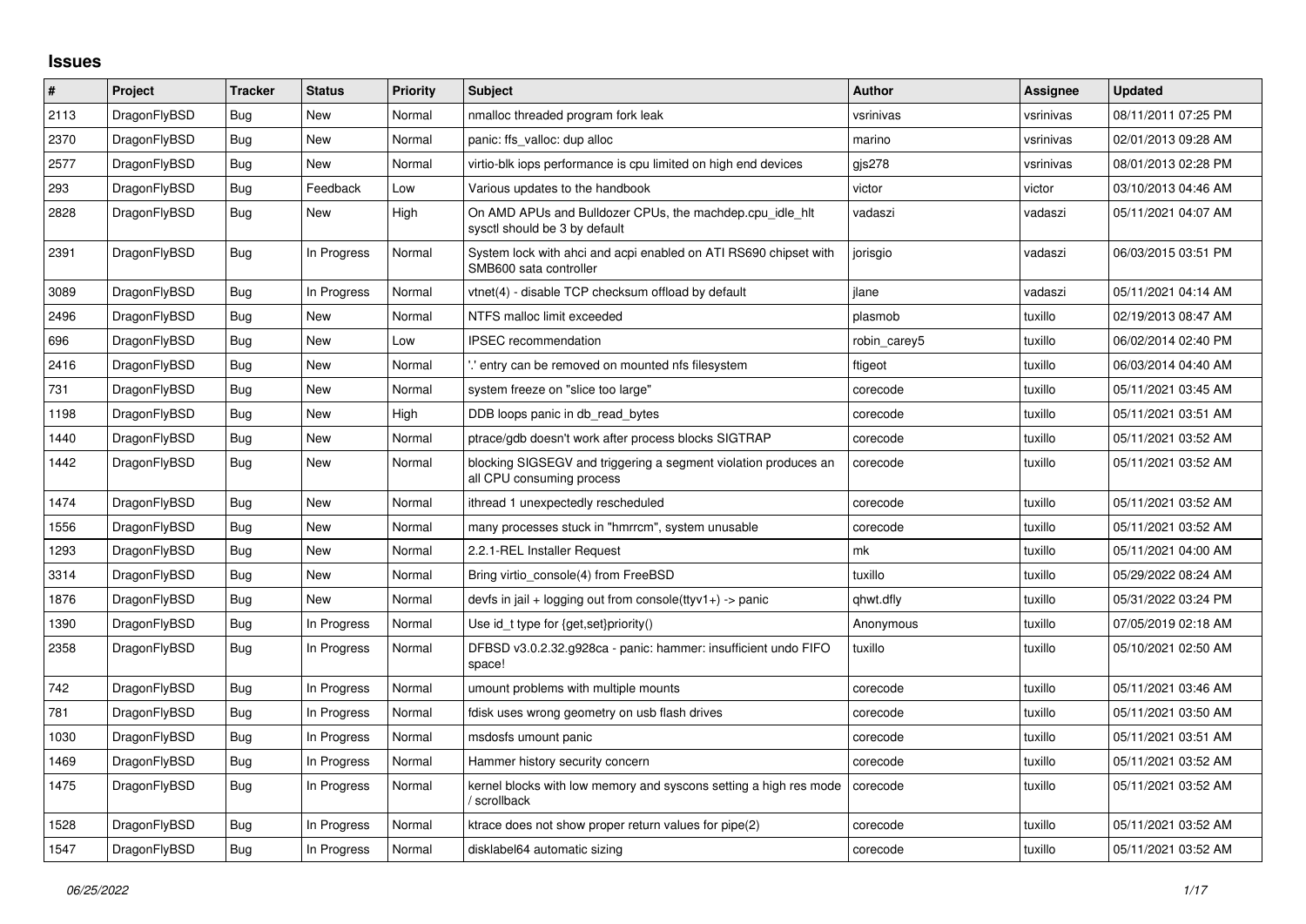# Issues

| # | Project | Tracker | Status | Priority | Subject | Author | Assignee | Updated |
|---|---|---|---|---|---|---|---|---|
| 2113 | DragonFlyBSD | Bug | New | Normal | nmalloc threaded program fork leak | vsrinivas | vsrinivas | 08/11/2011 07:25 PM |
| 2370 | DragonFlyBSD | Bug | New | Normal | panic: ffs_valloc: dup alloc | marino | vsrinivas | 02/01/2013 09:28 AM |
| 2577 | DragonFlyBSD | Bug | New | Normal | virtio-blk iops performance is cpu limited on high end devices | gjs278 | vsrinivas | 08/01/2013 02:28 PM |
| 293 | DragonFlyBSD | Bug | Feedback | Low | Various updates to the handbook | victor | victor | 03/10/2013 04:46 AM |
| 2828 | DragonFlyBSD | Bug | New | High | On AMD APUs and Bulldozer CPUs, the machdep.cpu_idle_hlt sysctl should be 3 by default | vadaszi | vadaszi | 05/11/2021 04:07 AM |
| 2391 | DragonFlyBSD | Bug | In Progress | Normal | System lock with ahci and acpi enabled on ATI RS690 chipset with SMB600 sata controller | jorisgio | vadaszi | 06/03/2015 03:51 PM |
| 3089 | DragonFlyBSD | Bug | In Progress | Normal | vtnet(4) - disable TCP checksum offload by default | jlane | vadaszi | 05/11/2021 04:14 AM |
| 2496 | DragonFlyBSD | Bug | New | Normal | NTFS malloc limit exceeded | plasmob | tuxillo | 02/19/2013 08:47 AM |
| 696 | DragonFlyBSD | Bug | New | Low | IPSEC recommendation | robin_carey5 | tuxillo | 06/02/2014 02:40 PM |
| 2416 | DragonFlyBSD | Bug | New | Normal | '.' entry can be removed on mounted nfs filesystem | ftigeot | tuxillo | 06/03/2014 04:40 AM |
| 731 | DragonFlyBSD | Bug | New | Normal | system freeze on "slice too large" | corecode | tuxillo | 05/11/2021 03:45 AM |
| 1198 | DragonFlyBSD | Bug | New | High | DDB loops panic in db_read_bytes | corecode | tuxillo | 05/11/2021 03:51 AM |
| 1440 | DragonFlyBSD | Bug | New | Normal | ptrace/gdb doesn't work after process blocks SIGTRAP | corecode | tuxillo | 05/11/2021 03:52 AM |
| 1442 | DragonFlyBSD | Bug | New | Normal | blocking SIGSEGV and triggering a segment violation produces an all CPU consuming process | corecode | tuxillo | 05/11/2021 03:52 AM |
| 1474 | DragonFlyBSD | Bug | New | Normal | ithread 1 unexpectedly rescheduled | corecode | tuxillo | 05/11/2021 03:52 AM |
| 1556 | DragonFlyBSD | Bug | New | Normal | many processes stuck in "hmrrcm", system unusable | corecode | tuxillo | 05/11/2021 03:52 AM |
| 1293 | DragonFlyBSD | Bug | New | Normal | 2.2.1-REL Installer Request | mk | tuxillo | 05/11/2021 04:00 AM |
| 3314 | DragonFlyBSD | Bug | New | Normal | Bring virtio_console(4) from FreeBSD | tuxillo | tuxillo | 05/29/2022 08:24 AM |
| 1876 | DragonFlyBSD | Bug | New | Normal | devfs in jail + logging out from console(ttyv1+) -> panic | qhwt.dfly | tuxillo | 05/31/2022 03:24 PM |
| 1390 | DragonFlyBSD | Bug | In Progress | Normal | Use id_t type for {get,set}priority() | Anonymous | tuxillo | 07/05/2019 02:18 AM |
| 2358 | DragonFlyBSD | Bug | In Progress | Normal | DFBSD v3.0.2.32.g928ca - panic: hammer: insufficient undo FIFO space! | tuxillo | tuxillo | 05/10/2021 02:50 AM |
| 742 | DragonFlyBSD | Bug | In Progress | Normal | umount problems with multiple mounts | corecode | tuxillo | 05/11/2021 03:46 AM |
| 781 | DragonFlyBSD | Bug | In Progress | Normal | fdisk uses wrong geometry on usb flash drives | corecode | tuxillo | 05/11/2021 03:50 AM |
| 1030 | DragonFlyBSD | Bug | In Progress | Normal | msdosfs umount panic | corecode | tuxillo | 05/11/2021 03:51 AM |
| 1469 | DragonFlyBSD | Bug | In Progress | Normal | Hammer history security concern | corecode | tuxillo | 05/11/2021 03:52 AM |
| 1475 | DragonFlyBSD | Bug | In Progress | Normal | kernel blocks with low memory and syscons setting a high res mode / scrollback | corecode | tuxillo | 05/11/2021 03:52 AM |
| 1528 | DragonFlyBSD | Bug | In Progress | Normal | ktrace does not show proper return values for pipe(2) | corecode | tuxillo | 05/11/2021 03:52 AM |
| 1547 | DragonFlyBSD | Bug | In Progress | Normal | disklabel64 automatic sizing | corecode | tuxillo | 05/11/2021 03:52 AM |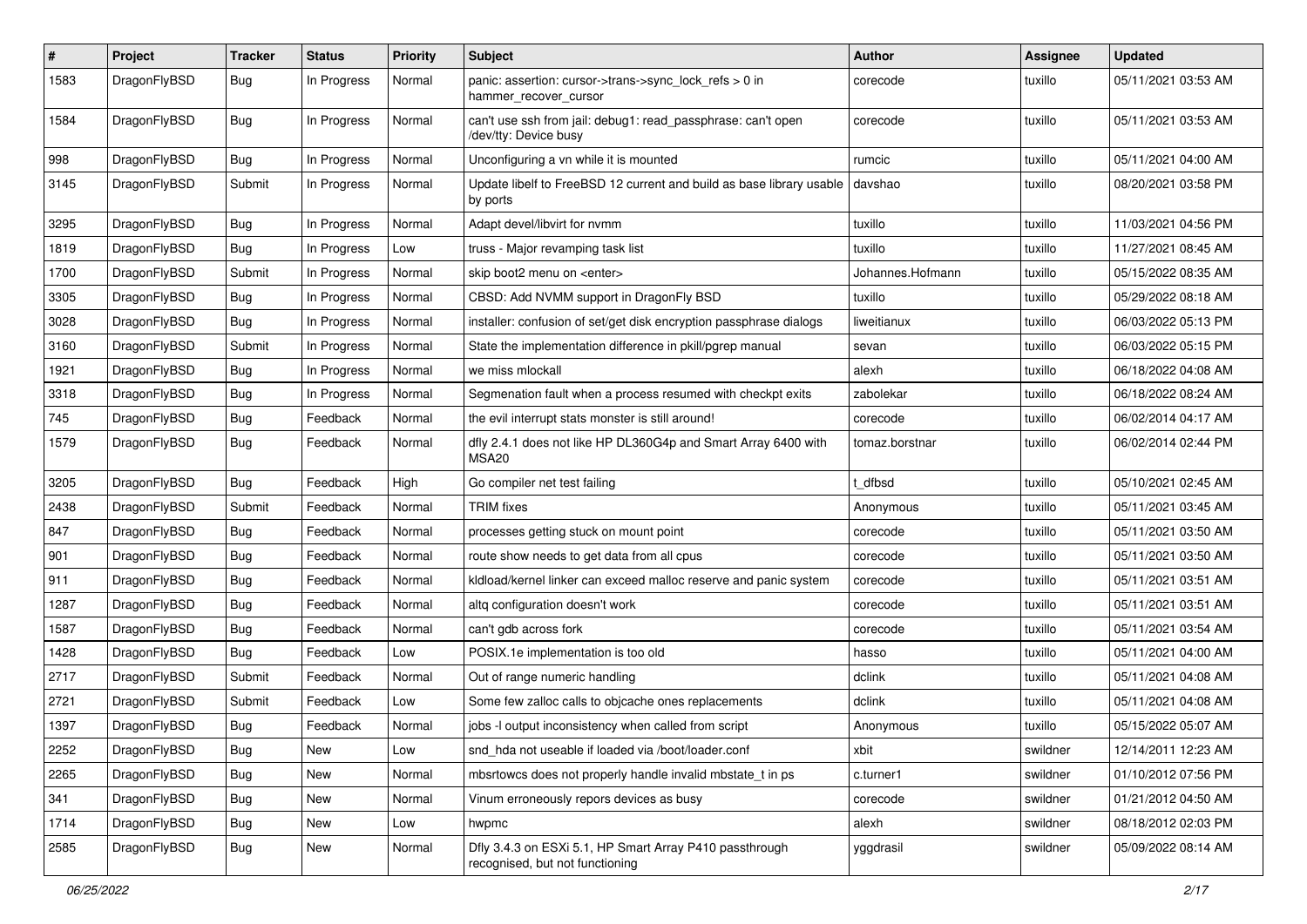| # | Project | Tracker | Status | Priority | Subject | Author | Assignee | Updated |
|---|---|---|---|---|---|---|---|---|
| 1583 | DragonFlyBSD | Bug | In Progress | Normal | panic: assertion: cursor->trans->sync_lock_refs > 0 in hammer_recover_cursor | corecode | tuxillo | 05/11/2021 03:53 AM |
| 1584 | DragonFlyBSD | Bug | In Progress | Normal | can't use ssh from jail: debug1: read_passphrase: can't open /dev/tty: Device busy | corecode | tuxillo | 05/11/2021 03:53 AM |
| 998 | DragonFlyBSD | Bug | In Progress | Normal | Unconfiguring a vn while it is mounted | rumcic | tuxillo | 05/11/2021 04:00 AM |
| 3145 | DragonFlyBSD | Submit | In Progress | Normal | Update libelf to FreeBSD 12 current and build as base library usable by ports | davshao | tuxillo | 08/20/2021 03:58 PM |
| 3295 | DragonFlyBSD | Bug | In Progress | Normal | Adapt devel/libvirt for nvmm | tuxillo | tuxillo | 11/03/2021 04:56 PM |
| 1819 | DragonFlyBSD | Bug | In Progress | Low | truss - Major revamping task list | tuxillo | tuxillo | 11/27/2021 08:45 AM |
| 1700 | DragonFlyBSD | Submit | In Progress | Normal | skip boot2 menu on <enter> | Johannes.Hofmann | tuxillo | 05/15/2022 08:35 AM |
| 3305 | DragonFlyBSD | Bug | In Progress | Normal | CBSD: Add NVMM support in DragonFly BSD | tuxillo | tuxillo | 05/29/2022 08:18 AM |
| 3028 | DragonFlyBSD | Bug | In Progress | Normal | installer: confusion of set/get disk encryption passphrase dialogs | liweitianux | tuxillo | 06/03/2022 05:13 PM |
| 3160 | DragonFlyBSD | Submit | In Progress | Normal | State the implementation difference in pkill/pgrep manual | sevan | tuxillo | 06/03/2022 05:15 PM |
| 1921 | DragonFlyBSD | Bug | In Progress | Normal | we miss mlockall | alexh | tuxillo | 06/18/2022 04:08 AM |
| 3318 | DragonFlyBSD | Bug | In Progress | Normal | Segmenation fault when a process resumed with checkpt exits | zabolekar | tuxillo | 06/18/2022 08:24 AM |
| 745 | DragonFlyBSD | Bug | Feedback | Normal | the evil interrupt stats monster is still around! | corecode | tuxillo | 06/02/2014 04:17 AM |
| 1579 | DragonFlyBSD | Bug | Feedback | Normal | dfly 2.4.1 does not like HP DL360G4p and Smart Array 6400 with MSA20 | tomaz.borstnar | tuxillo | 06/02/2014 02:44 PM |
| 3205 | DragonFlyBSD | Bug | Feedback | High | Go compiler net test failing | t_dfbsd | tuxillo | 05/10/2021 02:45 AM |
| 2438 | DragonFlyBSD | Submit | Feedback | Normal | TRIM fixes | Anonymous | tuxillo | 05/11/2021 03:45 AM |
| 847 | DragonFlyBSD | Bug | Feedback | Normal | processes getting stuck on mount point | corecode | tuxillo | 05/11/2021 03:50 AM |
| 901 | DragonFlyBSD | Bug | Feedback | Normal | route show needs to get data from all cpus | corecode | tuxillo | 05/11/2021 03:50 AM |
| 911 | DragonFlyBSD | Bug | Feedback | Normal | kldload/kernel linker can exceed malloc reserve and panic system | corecode | tuxillo | 05/11/2021 03:51 AM |
| 1287 | DragonFlyBSD | Bug | Feedback | Normal | altq configuration doesn't work | corecode | tuxillo | 05/11/2021 03:51 AM |
| 1587 | DragonFlyBSD | Bug | Feedback | Normal | can't gdb across fork | corecode | tuxillo | 05/11/2021 03:54 AM |
| 1428 | DragonFlyBSD | Bug | Feedback | Low | POSIX.1e implementation is too old | hasso | tuxillo | 05/11/2021 04:00 AM |
| 2717 | DragonFlyBSD | Submit | Feedback | Normal | Out of range numeric handling | dclink | tuxillo | 05/11/2021 04:08 AM |
| 2721 | DragonFlyBSD | Submit | Feedback | Low | Some few zalloc calls to objcache ones replacements | dclink | tuxillo | 05/11/2021 04:08 AM |
| 1397 | DragonFlyBSD | Bug | Feedback | Normal | jobs -l output inconsistency when called from script | Anonymous | tuxillo | 05/15/2022 05:07 AM |
| 2252 | DragonFlyBSD | Bug | New | Low | snd_hda not useable if loaded via /boot/loader.conf | xbit | swildner | 12/14/2011 12:23 AM |
| 2265 | DragonFlyBSD | Bug | New | Normal | mbsrtowcs does not properly handle invalid mbstate_t in ps | c.turner1 | swildner | 01/10/2012 07:56 PM |
| 341 | DragonFlyBSD | Bug | New | Normal | Vinum erroneously repors devices as busy | corecode | swildner | 01/21/2012 04:50 AM |
| 1714 | DragonFlyBSD | Bug | New | Low | hwpmc | alexh | swildner | 08/18/2012 02:03 PM |
| 2585 | DragonFlyBSD | Bug | New | Normal | Dfly 3.4.3 on ESXi 5.1, HP Smart Array P410 passthrough recognised, but not functioning | yggdrasil | swildner | 05/09/2022 08:14 AM |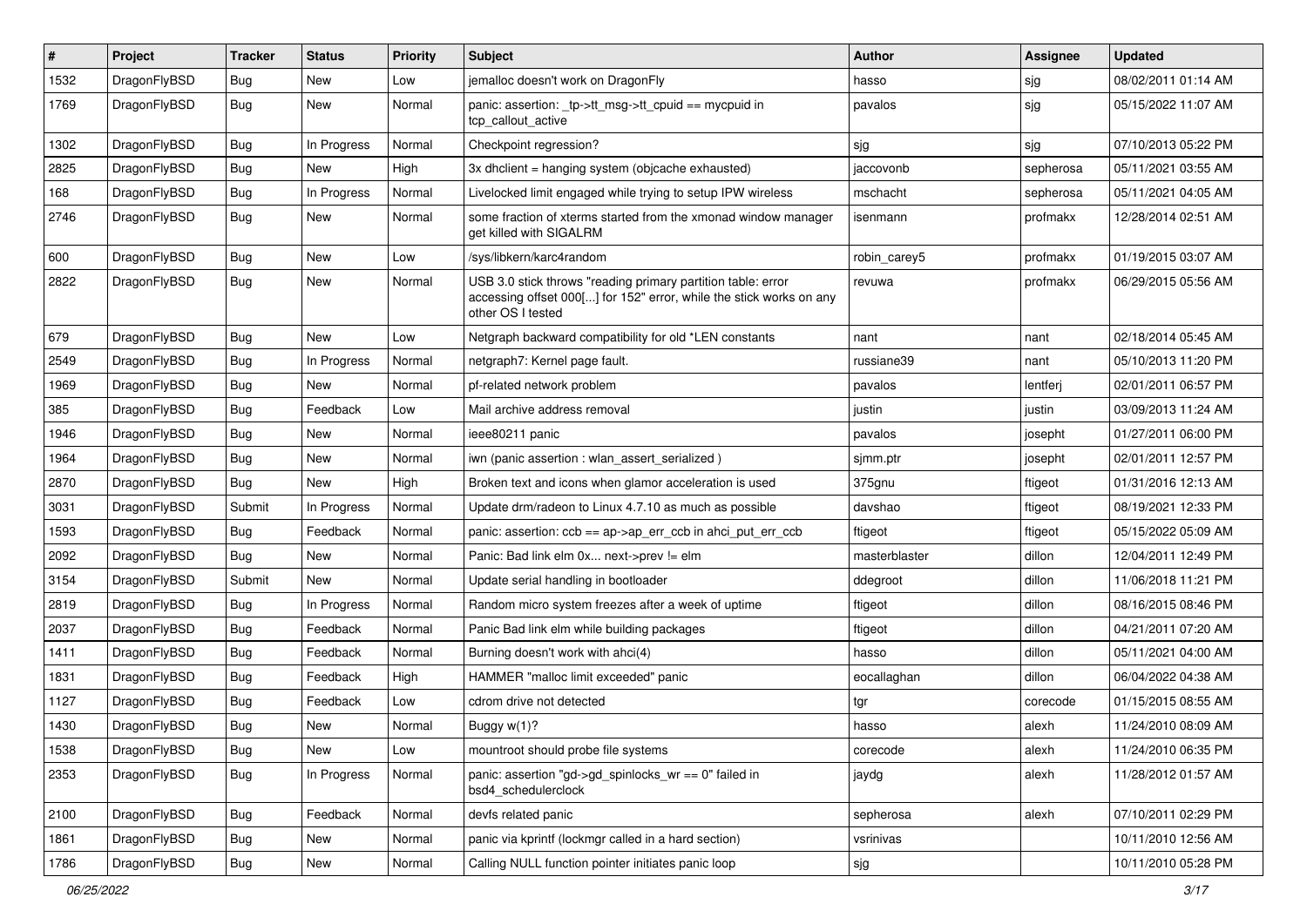| # | Project | Tracker | Status | Priority | Subject | Author | Assignee | Updated |
| --- | --- | --- | --- | --- | --- | --- | --- | --- |
| 1532 | DragonFlyBSD | Bug | New | Low | jemalloc doesn't work on DragonFly | hasso | sjg | 08/02/2011 01:14 AM |
| 1769 | DragonFlyBSD | Bug | New | Normal | panic: assertion: _tp->tt_msg->tt_cpuid == mycpuid in tcp_callout_active | pavalos | sjg | 05/15/2022 11:07 AM |
| 1302 | DragonFlyBSD | Bug | In Progress | Normal | Checkpoint regression? | sjg | sjg | 07/10/2013 05:22 PM |
| 2825 | DragonFlyBSD | Bug | New | High | 3x dhclient = hanging system (objcache exhausted) | jaccovonb | sepherosa | 05/11/2021 03:55 AM |
| 168 | DragonFlyBSD | Bug | In Progress | Normal | Livelocked limit engaged while trying to setup IPW wireless | mschacht | sepherosa | 05/11/2021 04:05 AM |
| 2746 | DragonFlyBSD | Bug | New | Normal | some fraction of xterms started from the xmonad window manager get killed with SIGALRM | isenmann | profmakx | 12/28/2014 02:51 AM |
| 600 | DragonFlyBSD | Bug | New | Low | /sys/libkern/karc4random | robin_carey5 | profmakx | 01/19/2015 03:07 AM |
| 2822 | DragonFlyBSD | Bug | New | Normal | USB 3.0 stick throws "reading primary partition table: error accessing offset 000[...] for 152" error, while the stick works on any other OS I tested | revuwa | profmakx | 06/29/2015 05:56 AM |
| 679 | DragonFlyBSD | Bug | New | Low | Netgraph backward compatibility for old *LEN constants | nant | nant | 02/18/2014 05:45 AM |
| 2549 | DragonFlyBSD | Bug | In Progress | Normal | netgraph7: Kernel page fault. | russiane39 | nant | 05/10/2013 11:20 PM |
| 1969 | DragonFlyBSD | Bug | New | Normal | pf-related network problem | pavalos | lentferj | 02/01/2011 06:57 PM |
| 385 | DragonFlyBSD | Bug | Feedback | Low | Mail archive address removal | justin | justin | 03/09/2013 11:24 AM |
| 1946 | DragonFlyBSD | Bug | New | Normal | ieee80211 panic | pavalos | josepht | 01/27/2011 06:00 PM |
| 1964 | DragonFlyBSD | Bug | New | Normal | iwn (panic assertion : wlan_assert_serialized ) | sjmm.ptr | josepht | 02/01/2011 12:57 PM |
| 2870 | DragonFlyBSD | Bug | New | High | Broken text and icons when glamor acceleration is used | 375gnu | ftigeot | 01/31/2016 12:13 AM |
| 3031 | DragonFlyBSD | Submit | In Progress | Normal | Update drm/radeon to Linux 4.7.10 as much as possible | davshao | ftigeot | 08/19/2021 12:33 PM |
| 1593 | DragonFlyBSD | Bug | Feedback | Normal | panic: assertion: ccb == ap->ap_err_ccb in ahci_put_err_ccb | ftigeot | ftigeot | 05/15/2022 05:09 AM |
| 2092 | DragonFlyBSD | Bug | New | Normal | Panic: Bad link elm 0x... next->prev != elm | masterblaster | dillon | 12/04/2011 12:49 PM |
| 3154 | DragonFlyBSD | Submit | New | Normal | Update serial handling in bootloader | ddegroot | dillon | 11/06/2018 11:21 PM |
| 2819 | DragonFlyBSD | Bug | In Progress | Normal | Random micro system freezes after a week of uptime | ftigeot | dillon | 08/16/2015 08:46 PM |
| 2037 | DragonFlyBSD | Bug | Feedback | Normal | Panic Bad link elm while building packages | ftigeot | dillon | 04/21/2011 07:20 AM |
| 1411 | DragonFlyBSD | Bug | Feedback | Normal | Burning doesn't work with ahci(4) | hasso | dillon | 05/11/2021 04:00 AM |
| 1831 | DragonFlyBSD | Bug | Feedback | High | HAMMER "malloc limit exceeded" panic | eocallaghan | dillon | 06/04/2022 04:38 AM |
| 1127 | DragonFlyBSD | Bug | Feedback | Low | cdrom drive not detected | tgr | corecode | 01/15/2015 08:55 AM |
| 1430 | DragonFlyBSD | Bug | New | Normal | Buggy w(1)? | hasso | alexh | 11/24/2010 08:09 AM |
| 1538 | DragonFlyBSD | Bug | New | Low | mountroot should probe file systems | corecode | alexh | 11/24/2010 06:35 PM |
| 2353 | DragonFlyBSD | Bug | In Progress | Normal | panic: assertion "gd->gd_spinlocks_wr == 0" failed in bsd4_schedulerclock | jaydg | alexh | 11/28/2012 01:57 AM |
| 2100 | DragonFlyBSD | Bug | Feedback | Normal | devfs related panic | sepherosa | alexh | 07/10/2011 02:29 PM |
| 1861 | DragonFlyBSD | Bug | New | Normal | panic via kprintf (lockmgr called in a hard section) | vsrinivas | | 10/11/2010 12:56 AM |
| 1786 | DragonFlyBSD | Bug | New | Normal | Calling NULL function pointer initiates panic loop | sjg | | 10/11/2010 05:28 PM |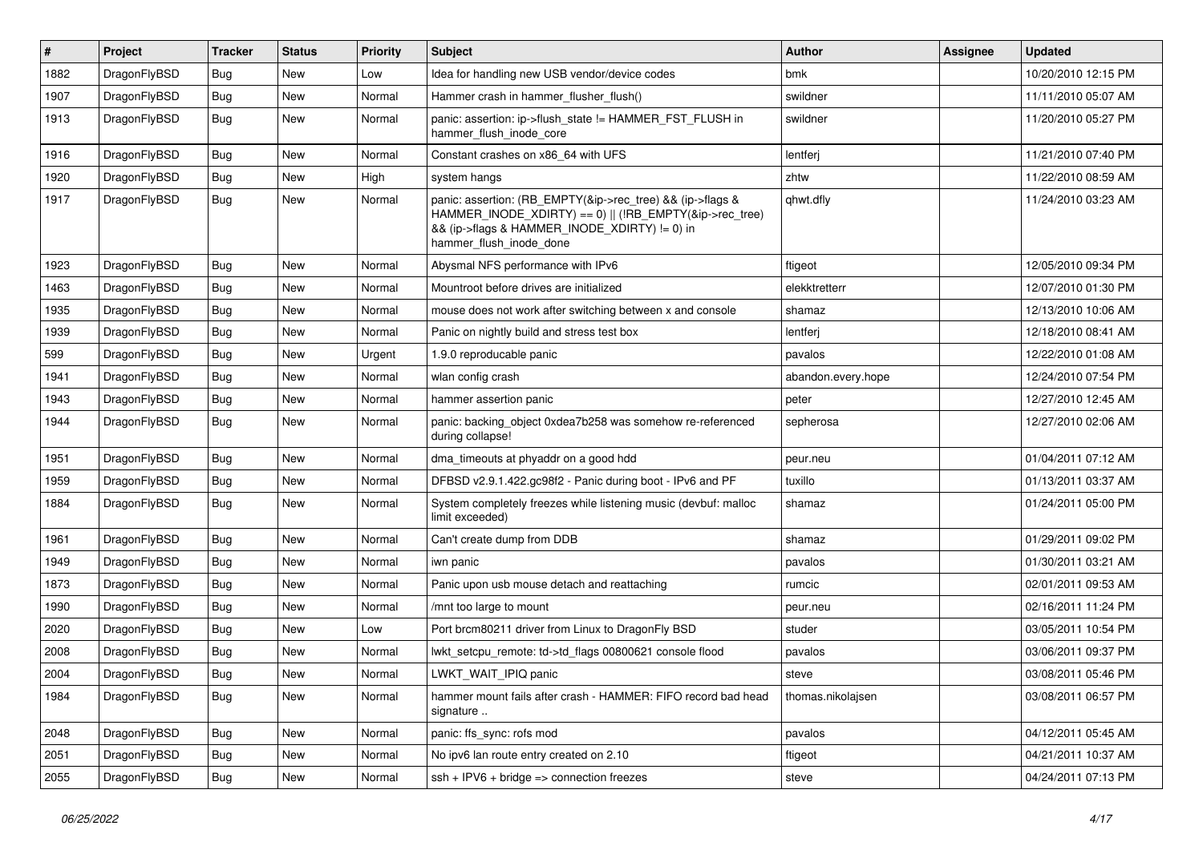| # | Project | Tracker | Status | Priority | Subject | Author | Assignee | Updated |
|---|---|---|---|---|---|---|---|---|
| 1882 | DragonFlyBSD | Bug | New | Low | Idea for handling new USB vendor/device codes | bmk | | 10/20/2010 12:15 PM |
| 1907 | DragonFlyBSD | Bug | New | Normal | Hammer crash in hammer_flusher_flush() | swildner | | 11/11/2010 05:07 AM |
| 1913 | DragonFlyBSD | Bug | New | Normal | panic: assertion: ip->flush_state != HAMMER_FST_FLUSH in hammer_flush_inode_core | swildner | | 11/20/2010 05:27 PM |
| 1916 | DragonFlyBSD | Bug | New | Normal | Constant crashes on x86_64 with UFS | lentferj | | 11/21/2010 07:40 PM |
| 1920 | DragonFlyBSD | Bug | New | High | system hangs | zhtw | | 11/22/2010 08:59 AM |
| 1917 | DragonFlyBSD | Bug | New | Normal | panic: assertion: (RB_EMPTY(&ip->rec_tree) && (ip->flags & HAMMER_INODE_XDIRTY) == 0) \|\| (!RB_EMPTY(&ip->rec_tree) && (ip->flags & HAMMER_INODE_XDIRTY) != 0) in hammer_flush_inode_done | qhwt.dfly | | 11/24/2010 03:23 AM |
| 1923 | DragonFlyBSD | Bug | New | Normal | Abysmal NFS performance with IPv6 | ftigeot | | 12/05/2010 09:34 PM |
| 1463 | DragonFlyBSD | Bug | New | Normal | Mountroot before drives are initialized | elekktretterr | | 12/07/2010 01:30 PM |
| 1935 | DragonFlyBSD | Bug | New | Normal | mouse does not work after switching between x and console | shamaz | | 12/13/2010 10:06 AM |
| 1939 | DragonFlyBSD | Bug | New | Normal | Panic on nightly build and stress test box | lentferj | | 12/18/2010 08:41 AM |
| 599 | DragonFlyBSD | Bug | New | Urgent | 1.9.0 reproducable panic | pavalos | | 12/22/2010 01:08 AM |
| 1941 | DragonFlyBSD | Bug | New | Normal | wlan config crash | abandon.every.hope | | 12/24/2010 07:54 PM |
| 1943 | DragonFlyBSD | Bug | New | Normal | hammer assertion panic | peter | | 12/27/2010 12:45 AM |
| 1944 | DragonFlyBSD | Bug | New | Normal | panic: backing_object 0xdea7b258 was somehow re-referenced during collapse! | sepherosa | | 12/27/2010 02:06 AM |
| 1951 | DragonFlyBSD | Bug | New | Normal | dma_timeouts at phyaddr on a good hdd | peur.neu | | 01/04/2011 07:12 AM |
| 1959 | DragonFlyBSD | Bug | New | Normal | DFBSD v2.9.1.422.gc98f2 - Panic during boot - IPv6 and PF | tuxillo | | 01/13/2011 03:37 AM |
| 1884 | DragonFlyBSD | Bug | New | Normal | System completely freezes while listening music (devbuf: malloc limit exceeded) | shamaz | | 01/24/2011 05:00 PM |
| 1961 | DragonFlyBSD | Bug | New | Normal | Can't create dump from DDB | shamaz | | 01/29/2011 09:02 PM |
| 1949 | DragonFlyBSD | Bug | New | Normal | iwn panic | pavalos | | 01/30/2011 03:21 AM |
| 1873 | DragonFlyBSD | Bug | New | Normal | Panic upon usb mouse detach and reattaching | rumcic | | 02/01/2011 09:53 AM |
| 1990 | DragonFlyBSD | Bug | New | Normal | /mnt too large to mount | peur.neu | | 02/16/2011 11:24 PM |
| 2020 | DragonFlyBSD | Bug | New | Low | Port brcm80211 driver from Linux to DragonFly BSD | studer | | 03/05/2011 10:54 PM |
| 2008 | DragonFlyBSD | Bug | New | Normal | lwkt_setcpu_remote: td->td_flags 00800621 console flood | pavalos | | 03/06/2011 09:37 PM |
| 2004 | DragonFlyBSD | Bug | New | Normal | LWKT_WAIT_IPIQ panic | steve | | 03/08/2011 05:46 PM |
| 1984 | DragonFlyBSD | Bug | New | Normal | hammer mount fails after crash - HAMMER: FIFO record bad head signature .. | thomas.nikolajsen | | 03/08/2011 06:57 PM |
| 2048 | DragonFlyBSD | Bug | New | Normal | panic: ffs_sync: rofs mod | pavalos | | 04/12/2011 05:45 AM |
| 2051 | DragonFlyBSD | Bug | New | Normal | No ipv6 lan route entry created on 2.10 | ftigeot | | 04/21/2011 10:37 AM |
| 2055 | DragonFlyBSD | Bug | New | Normal | ssh + IPV6 + bridge => connection freezes | steve | | 04/24/2011 07:13 PM |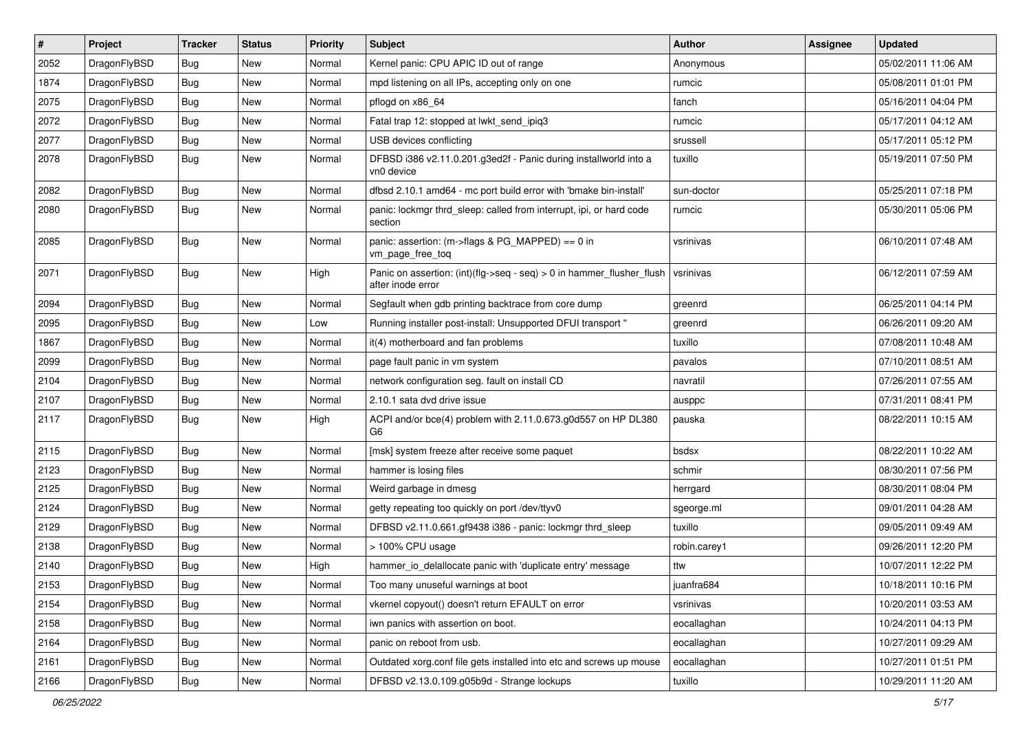| # | Project | Tracker | Status | Priority | Subject | Author | Assignee | Updated |
|---|---|---|---|---|---|---|---|---|
| 2052 | DragonFlyBSD | Bug | New | Normal | Kernel panic: CPU APIC ID out of range | Anonymous | | 05/02/2011 11:06 AM |
| 1874 | DragonFlyBSD | Bug | New | Normal | mpd listening on all IPs, accepting only on one | rumcic | | 05/08/2011 01:01 PM |
| 2075 | DragonFlyBSD | Bug | New | Normal | pflogd on x86_64 | fanch | | 05/16/2011 04:04 PM |
| 2072 | DragonFlyBSD | Bug | New | Normal | Fatal trap 12: stopped at lwkt_send_ipiq3 | rumcic | | 05/17/2011 04:12 AM |
| 2077 | DragonFlyBSD | Bug | New | Normal | USB devices conflicting | srussell | | 05/17/2011 05:12 PM |
| 2078 | DragonFlyBSD | Bug | New | Normal | DFBSD i386 v2.11.0.201.g3ed2f - Panic during installworld into a vn0 device | tuxillo | | 05/19/2011 07:50 PM |
| 2082 | DragonFlyBSD | Bug | New | Normal | dfbsd 2.10.1 amd64 - mc port build error with 'bmake bin-install' | sun-doctor | | 05/25/2011 07:18 PM |
| 2080 | DragonFlyBSD | Bug | New | Normal | panic: lockmgr thrd_sleep: called from interrupt, ipi, or hard code section | rumcic | | 05/30/2011 05:06 PM |
| 2085 | DragonFlyBSD | Bug | New | Normal | panic: assertion: (m->flags & PG_MAPPED) == 0 in vm_page_free_toq | vsrinivas | | 06/10/2011 07:48 AM |
| 2071 | DragonFlyBSD | Bug | New | High | Panic on assertion: (int)(flg->seq - seq) > 0 in hammer_flusher_flush after inode error | vsrinivas | | 06/12/2011 07:59 AM |
| 2094 | DragonFlyBSD | Bug | New | Normal | Segfault when gdb printing backtrace from core dump | greenrd | | 06/25/2011 04:14 PM |
| 2095 | DragonFlyBSD | Bug | New | Low | Running installer post-install: Unsupported DFUI transport " | greenrd | | 06/26/2011 09:20 AM |
| 1867 | DragonFlyBSD | Bug | New | Normal | it(4) motherboard and fan problems | tuxillo | | 07/08/2011 10:48 AM |
| 2099 | DragonFlyBSD | Bug | New | Normal | page fault panic in vm system | pavalos | | 07/10/2011 08:51 AM |
| 2104 | DragonFlyBSD | Bug | New | Normal | network configuration seg. fault on install CD | navratil | | 07/26/2011 07:55 AM |
| 2107 | DragonFlyBSD | Bug | New | Normal | 2.10.1 sata dvd drive issue | ausppc | | 07/31/2011 08:41 PM |
| 2117 | DragonFlyBSD | Bug | New | High | ACPI and/or bce(4) problem with 2.11.0.673.g0d557 on HP DL380 G6 | pauska | | 08/22/2011 10:15 AM |
| 2115 | DragonFlyBSD | Bug | New | Normal | [msk] system freeze after receive some paquet | bsdsx | | 08/22/2011 10:22 AM |
| 2123 | DragonFlyBSD | Bug | New | Normal | hammer is losing files | schmir | | 08/30/2011 07:56 PM |
| 2125 | DragonFlyBSD | Bug | New | Normal | Weird garbage in dmesg | herrgard | | 08/30/2011 08:04 PM |
| 2124 | DragonFlyBSD | Bug | New | Normal | getty repeating too quickly on port /dev/ttyv0 | sgeorge.ml | | 09/01/2011 04:28 AM |
| 2129 | DragonFlyBSD | Bug | New | Normal | DFBSD v2.11.0.661.gf9438 i386 - panic: lockmgr thrd_sleep | tuxillo | | 09/05/2011 09:49 AM |
| 2138 | DragonFlyBSD | Bug | New | Normal | > 100% CPU usage | robin.carey1 | | 09/26/2011 12:20 PM |
| 2140 | DragonFlyBSD | Bug | New | High | hammer_io_delallocate panic with 'duplicate entry' message | ttw | | 10/07/2011 12:22 PM |
| 2153 | DragonFlyBSD | Bug | New | Normal | Too many unuseful warnings at boot | juanfra684 | | 10/18/2011 10:16 PM |
| 2154 | DragonFlyBSD | Bug | New | Normal | vkernel copyout() doesn't return EFAULT on error | vsrinivas | | 10/20/2011 03:53 AM |
| 2158 | DragonFlyBSD | Bug | New | Normal | iwn panics with assertion on boot. | eocallaghan | | 10/24/2011 04:13 PM |
| 2164 | DragonFlyBSD | Bug | New | Normal | panic on reboot from usb. | eocallaghan | | 10/27/2011 09:29 AM |
| 2161 | DragonFlyBSD | Bug | New | Normal | Outdated xorg.conf file gets installed into etc and screws up mouse | eocallaghan | | 10/27/2011 01:51 PM |
| 2166 | DragonFlyBSD | Bug | New | Normal | DFBSD v2.13.0.109.g05b9d - Strange lockups | tuxillo | | 10/29/2011 11:20 AM |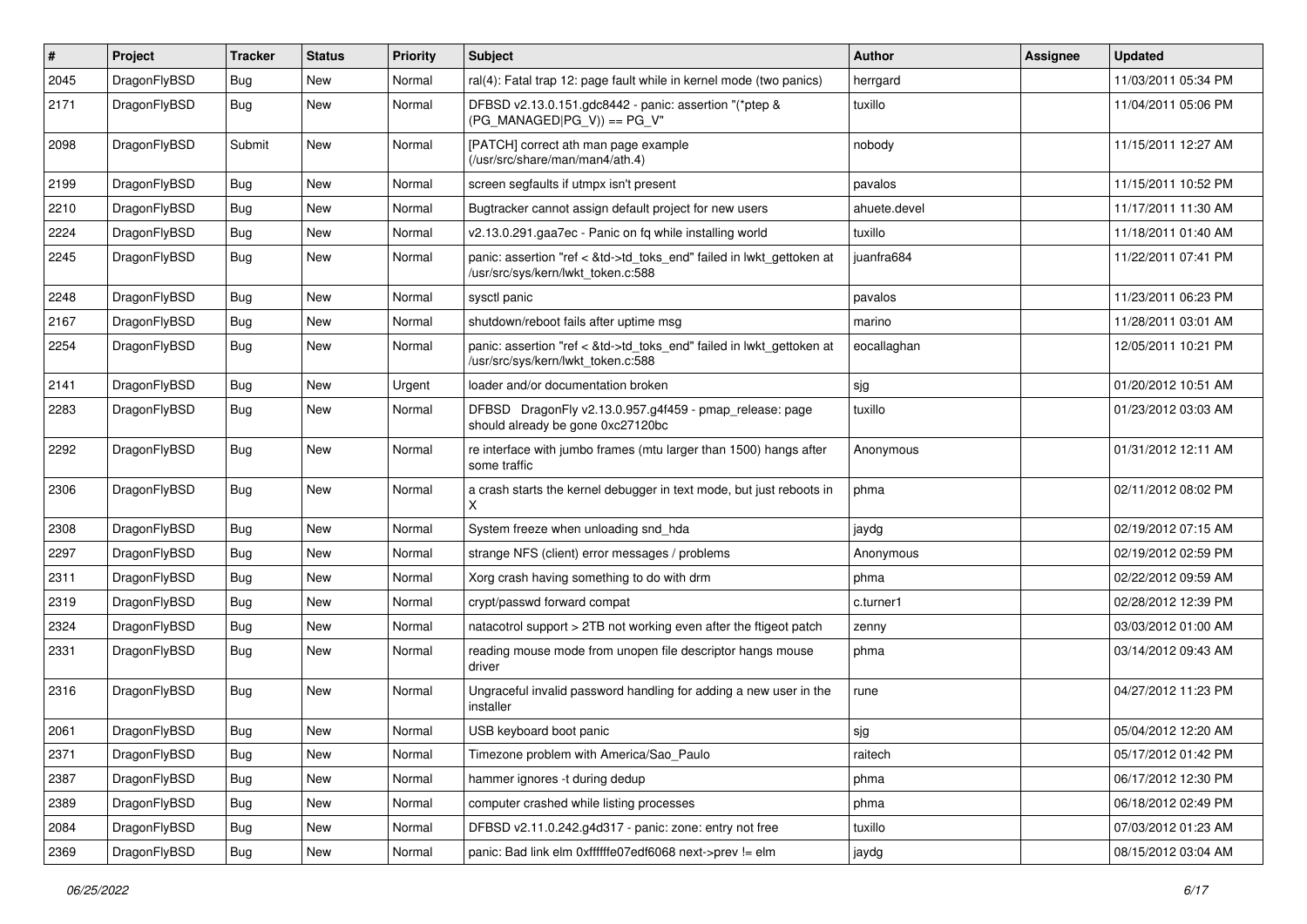| # | Project | Tracker | Status | Priority | Subject | Author | Assignee | Updated |
|---|---|---|---|---|---|---|---|---|
| 2045 | DragonFlyBSD | Bug | New | Normal | ral(4): Fatal trap 12: page fault while in kernel mode (two panics) | herrgard | | 11/03/2011 05:34 PM |
| 2171 | DragonFlyBSD | Bug | New | Normal | DFBSD v2.13.0.151.gdc8442 - panic: assertion "(*ptep & (PG_MANAGED\|PG_V)) == PG_V" | tuxillo | | 11/04/2011 05:06 PM |
| 2098 | DragonFlyBSD | Submit | New | Normal | [PATCH] correct ath man page example (/usr/src/share/man/man4/ath.4) | nobody | | 11/15/2011 12:27 AM |
| 2199 | DragonFlyBSD | Bug | New | Normal | screen segfaults if utmpx isn't present | pavalos | | 11/15/2011 10:52 PM |
| 2210 | DragonFlyBSD | Bug | New | Normal | Bugtracker cannot assign default project for new users | ahuete.devel | | 11/17/2011 11:30 AM |
| 2224 | DragonFlyBSD | Bug | New | Normal | v2.13.0.291.gaa7ec - Panic on fq while installing world | tuxillo | | 11/18/2011 01:40 AM |
| 2245 | DragonFlyBSD | Bug | New | Normal | panic: assertion "ref < &td->td_toks_end" failed in lwkt_gettoken at /usr/src/sys/kern/lwkt_token.c:588 | juanfra684 | | 11/22/2011 07:41 PM |
| 2248 | DragonFlyBSD | Bug | New | Normal | sysctl panic | pavalos | | 11/23/2011 06:23 PM |
| 2167 | DragonFlyBSD | Bug | New | Normal | shutdown/reboot fails after uptime msg | marino | | 11/28/2011 03:01 AM |
| 2254 | DragonFlyBSD | Bug | New | Normal | panic: assertion "ref < &td->td_toks_end" failed in lwkt_gettoken at /usr/src/sys/kern/lwkt_token.c:588 | eocallaghan | | 12/05/2011 10:21 PM |
| 2141 | DragonFlyBSD | Bug | New | Urgent | loader and/or documentation broken | sjg | | 01/20/2012 10:51 AM |
| 2283 | DragonFlyBSD | Bug | New | Normal | DFBSD DragonFly v2.13.0.957.g4f459 - pmap_release: page should already be gone 0xc27120bc | tuxillo | | 01/23/2012 03:03 AM |
| 2292 | DragonFlyBSD | Bug | New | Normal | re interface with jumbo frames (mtu larger than 1500) hangs after some traffic | Anonymous | | 01/31/2012 12:11 AM |
| 2306 | DragonFlyBSD | Bug | New | Normal | a crash starts the kernel debugger in text mode, but just reboots in X | phma | | 02/11/2012 08:02 PM |
| 2308 | DragonFlyBSD | Bug | New | Normal | System freeze when unloading snd_hda | jaydg | | 02/19/2012 07:15 AM |
| 2297 | DragonFlyBSD | Bug | New | Normal | strange NFS (client) error messages / problems | Anonymous | | 02/19/2012 02:59 PM |
| 2311 | DragonFlyBSD | Bug | New | Normal | Xorg crash having something to do with drm | phma | | 02/22/2012 09:59 AM |
| 2319 | DragonFlyBSD | Bug | New | Normal | crypt/passwd forward compat | c.turner1 | | 02/28/2012 12:39 PM |
| 2324 | DragonFlyBSD | Bug | New | Normal | natacotrol support > 2TB not working even after the ftigeot patch | zenny | | 03/03/2012 01:00 AM |
| 2331 | DragonFlyBSD | Bug | New | Normal | reading mouse mode from unopen file descriptor hangs mouse driver | phma | | 03/14/2012 09:43 AM |
| 2316 | DragonFlyBSD | Bug | New | Normal | Ungraceful invalid password handling for adding a new user in the installer | rune | | 04/27/2012 11:23 PM |
| 2061 | DragonFlyBSD | Bug | New | Normal | USB keyboard boot panic | sjg | | 05/04/2012 12:20 AM |
| 2371 | DragonFlyBSD | Bug | New | Normal | Timezone problem with America/Sao_Paulo | raitech | | 05/17/2012 01:42 PM |
| 2387 | DragonFlyBSD | Bug | New | Normal | hammer ignores -t during dedup | phma | | 06/17/2012 12:30 PM |
| 2389 | DragonFlyBSD | Bug | New | Normal | computer crashed while listing processes | phma | | 06/18/2012 02:49 PM |
| 2084 | DragonFlyBSD | Bug | New | Normal | DFBSD v2.11.0.242.g4d317 - panic: zone: entry not free | tuxillo | | 07/03/2012 01:23 AM |
| 2369 | DragonFlyBSD | Bug | New | Normal | panic: Bad link elm 0xffffffe07edf6068 next->prev != elm | jaydg | | 08/15/2012 03:04 AM |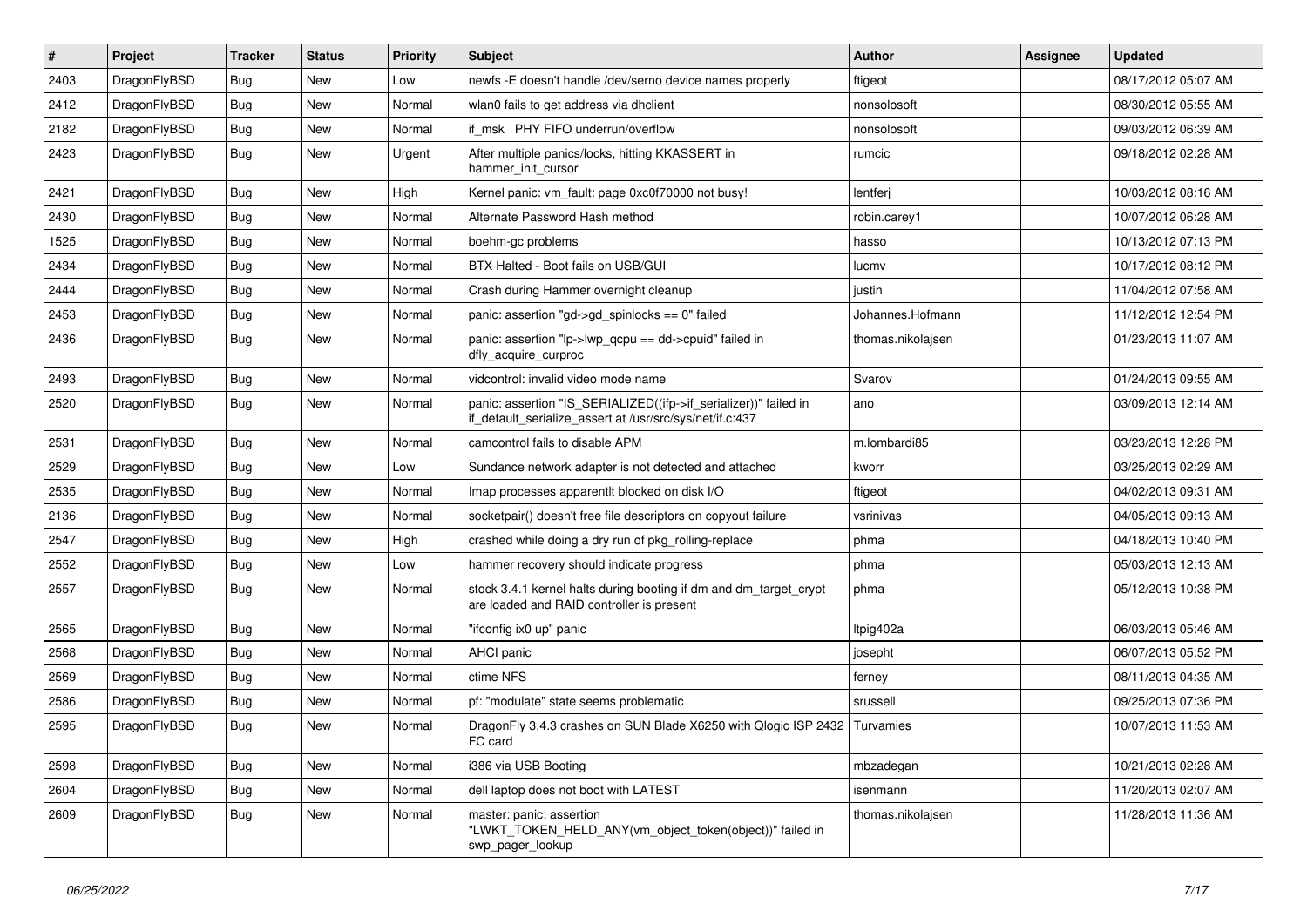| # | Project | Tracker | Status | Priority | Subject | Author | Assignee | Updated |
|---|---|---|---|---|---|---|---|---|
| 2403 | DragonFlyBSD | Bug | New | Low | newfs -E doesn't handle /dev/serno device names properly | ftigeot | | 08/17/2012 05:07 AM |
| 2412 | DragonFlyBSD | Bug | New | Normal | wlan0 fails to get address via dhclient | nonsolosoft | | 08/30/2012 05:55 AM |
| 2182 | DragonFlyBSD | Bug | New | Normal | if_msk PHY FIFO underrun/overflow | nonsolosoft | | 09/03/2012 06:39 AM |
| 2423 | DragonFlyBSD | Bug | New | Urgent | After multiple panics/locks, hitting KKASSERT in hammer_init_cursor | rumcic | | 09/18/2012 02:28 AM |
| 2421 | DragonFlyBSD | Bug | New | High | Kernel panic: vm_fault: page 0xc0f70000 not busy! | lentferj | | 10/03/2012 08:16 AM |
| 2430 | DragonFlyBSD | Bug | New | Normal | Alternate Password Hash method | robin.carey1 | | 10/07/2012 06:28 AM |
| 1525 | DragonFlyBSD | Bug | New | Normal | boehm-gc problems | hasso | | 10/13/2012 07:13 PM |
| 2434 | DragonFlyBSD | Bug | New | Normal | BTX Halted - Boot fails on USB/GUI | lucmv | | 10/17/2012 08:12 PM |
| 2444 | DragonFlyBSD | Bug | New | Normal | Crash during Hammer overnight cleanup | justin | | 11/04/2012 07:58 AM |
| 2453 | DragonFlyBSD | Bug | New | Normal | panic: assertion "gd->gd_spinlocks == 0" failed | Johannes.Hofmann | | 11/12/2012 12:54 PM |
| 2436 | DragonFlyBSD | Bug | New | Normal | panic: assertion "lp->lwp_qcpu == dd->cpuid" failed in dfly_acquire_curproc | thomas.nikolajsen | | 01/23/2013 11:07 AM |
| 2493 | DragonFlyBSD | Bug | New | Normal | vidcontrol: invalid video mode name | Svarov | | 01/24/2013 09:55 AM |
| 2520 | DragonFlyBSD | Bug | New | Normal | panic: assertion "IS_SERIALIZED((ifp->if_serializer))" failed in if_default_serialize_assert at /usr/src/sys/net/if.c:437 | ano | | 03/09/2013 12:14 AM |
| 2531 | DragonFlyBSD | Bug | New | Normal | camcontrol fails to disable APM | m.lombardi85 | | 03/23/2013 12:28 PM |
| 2529 | DragonFlyBSD | Bug | New | Low | Sundance network adapter is not detected and attached | kworr | | 03/25/2013 02:29 AM |
| 2535 | DragonFlyBSD | Bug | New | Normal | Imap processes apparentlt blocked on disk I/O | ftigeot | | 04/02/2013 09:31 AM |
| 2136 | DragonFlyBSD | Bug | New | Normal | socketpair() doesn't free file descriptors on copyout failure | vsrinivas | | 04/05/2013 09:13 AM |
| 2547 | DragonFlyBSD | Bug | New | High | crashed while doing a dry run of pkg_rolling-replace | phma | | 04/18/2013 10:40 PM |
| 2552 | DragonFlyBSD | Bug | New | Low | hammer recovery should indicate progress | phma | | 05/03/2013 12:13 AM |
| 2557 | DragonFlyBSD | Bug | New | Normal | stock 3.4.1 kernel halts during booting if dm and dm_target_crypt are loaded and RAID controller is present | phma | | 05/12/2013 10:38 PM |
| 2565 | DragonFlyBSD | Bug | New | Normal | "ifconfig ix0 up" panic | ltpig402a | | 06/03/2013 05:46 AM |
| 2568 | DragonFlyBSD | Bug | New | Normal | AHCI panic | josepht | | 06/07/2013 05:52 PM |
| 2569 | DragonFlyBSD | Bug | New | Normal | ctime NFS | ferney | | 08/11/2013 04:35 AM |
| 2586 | DragonFlyBSD | Bug | New | Normal | pf: "modulate" state seems problematic | srussell | | 09/25/2013 07:36 PM |
| 2595 | DragonFlyBSD | Bug | New | Normal | DragonFly 3.4.3 crashes on SUN Blade X6250 with Qlogic ISP 2432 FC card | Turvamies | | 10/07/2013 11:53 AM |
| 2598 | DragonFlyBSD | Bug | New | Normal | i386 via USB Booting | mbzadegan | | 10/21/2013 02:28 AM |
| 2604 | DragonFlyBSD | Bug | New | Normal | dell laptop does not boot with LATEST | isenmann | | 11/20/2013 02:07 AM |
| 2609 | DragonFlyBSD | Bug | New | Normal | master: panic: assertion "LWKT_TOKEN_HELD_ANY(vm_object_token(object))" failed in swp_pager_lookup | thomas.nikolajsen | | 11/28/2013 11:36 AM |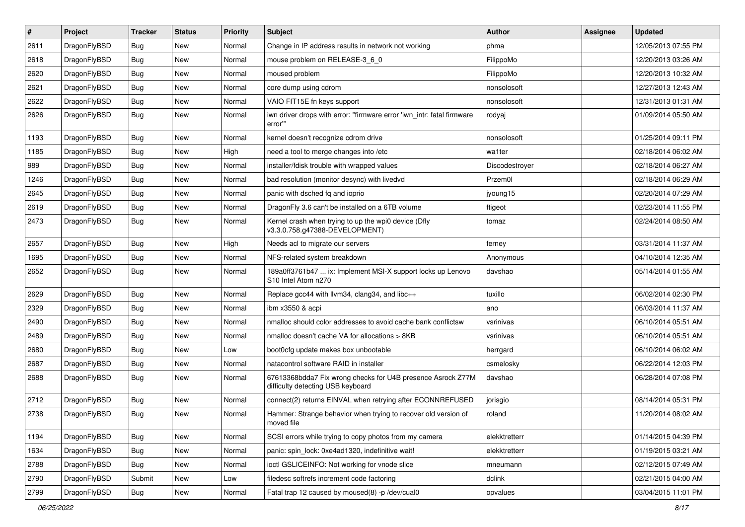| # | Project | Tracker | Status | Priority | Subject | Author | Assignee | Updated |
|---|---|---|---|---|---|---|---|---|
| 2611 | DragonFlyBSD | Bug | New | Normal | Change in IP address results in network not working | phma | | 12/05/2013 07:55 PM |
| 2618 | DragonFlyBSD | Bug | New | Normal | mouse problem on RELEASE-3_6_0 | FilippoMo | | 12/20/2013 03:26 AM |
| 2620 | DragonFlyBSD | Bug | New | Normal | moused problem | FilippoMo | | 12/20/2013 10:32 AM |
| 2621 | DragonFlyBSD | Bug | New | Normal | core dump using cdrom | nonsolosoft | | 12/27/2013 12:43 AM |
| 2622 | DragonFlyBSD | Bug | New | Normal | VAIO FIT15E fn keys support | nonsolosoft | | 12/31/2013 01:31 AM |
| 2626 | DragonFlyBSD | Bug | New | Normal | iwn driver drops with error: "firmware error 'iwn_intr: fatal firmware error'" | rodyaj | | 01/09/2014 05:50 AM |
| 1193 | DragonFlyBSD | Bug | New | Normal | kernel doesn't recognize cdrom drive | nonsolosoft | | 01/25/2014 09:11 PM |
| 1185 | DragonFlyBSD | Bug | New | High | need a tool to merge changes into /etc | wa1ter | | 02/18/2014 06:02 AM |
| 989 | DragonFlyBSD | Bug | New | Normal | installer/fdisk trouble with wrapped values | Discodestroyer | | 02/18/2014 06:27 AM |
| 1246 | DragonFlyBSD | Bug | New | Normal | bad resolution (monitor desync) with livedvd | Przem0l | | 02/18/2014 06:29 AM |
| 2645 | DragonFlyBSD | Bug | New | Normal | panic with dsched fq and ioprio | jyoung15 | | 02/20/2014 07:29 AM |
| 2619 | DragonFlyBSD | Bug | New | Normal | DragonFly 3.6 can't be installed on a 6TB volume | ftigeot | | 02/23/2014 11:55 PM |
| 2473 | DragonFlyBSD | Bug | New | Normal | Kernel crash when trying to up the wpi0 device (Dfly v3.3.0.758.g47388-DEVELOPMENT) | tomaz | | 02/24/2014 08:50 AM |
| 2657 | DragonFlyBSD | Bug | New | High | Needs acl to migrate our servers | ferney | | 03/31/2014 11:37 AM |
| 1695 | DragonFlyBSD | Bug | New | Normal | NFS-related system breakdown | Anonymous | | 04/10/2014 12:35 AM |
| 2652 | DragonFlyBSD | Bug | New | Normal | 189a0ff3761b47 ... ix: Implement MSI-X support locks up Lenovo S10 Intel Atom n270 | davshao | | 05/14/2014 01:55 AM |
| 2629 | DragonFlyBSD | Bug | New | Normal | Replace gcc44 with llvm34, clang34, and libc++ | tuxillo | | 06/02/2014 02:30 PM |
| 2329 | DragonFlyBSD | Bug | New | Normal | ibm x3550 & acpi | ano | | 06/03/2014 11:37 AM |
| 2490 | DragonFlyBSD | Bug | New | Normal | nmalloc should color addresses to avoid cache bank conflictsw | vsrinivas | | 06/10/2014 05:51 AM |
| 2489 | DragonFlyBSD | Bug | New | Normal | nmalloc doesn't cache VA for allocations > 8KB | vsrinivas | | 06/10/2014 05:51 AM |
| 2680 | DragonFlyBSD | Bug | New | Low | boot0cfg update makes box unbootable | herrgard | | 06/10/2014 06:02 AM |
| 2687 | DragonFlyBSD | Bug | New | Normal | natacontrol software RAID in installer | csmelosky | | 06/22/2014 12:03 PM |
| 2688 | DragonFlyBSD | Bug | New | Normal | 67613368bdda7 Fix wrong checks for U4B presence Asrock Z77M difficulty detecting USB keyboard | davshao | | 06/28/2014 07:08 PM |
| 2712 | DragonFlyBSD | Bug | New | Normal | connect(2) returns EINVAL when retrying after ECONNREFUSED | jorisgio | | 08/14/2014 05:31 PM |
| 2738 | DragonFlyBSD | Bug | New | Normal | Hammer: Strange behavior when trying to recover old version of moved file | roland | | 11/20/2014 08:02 AM |
| 1194 | DragonFlyBSD | Bug | New | Normal | SCSI errors while trying to copy photos from my camera | elekktretterr | | 01/14/2015 04:39 PM |
| 1634 | DragonFlyBSD | Bug | New | Normal | panic: spin_lock: 0xe4ad1320, indefinitive wait! | elekktretterr | | 01/19/2015 03:21 AM |
| 2788 | DragonFlyBSD | Bug | New | Normal | ioctl GSLICEINFO: Not working for vnode slice | mneumann | | 02/12/2015 07:49 AM |
| 2790 | DragonFlyBSD | Submit | New | Low | filedesc softrefs increment code factoring | dclink | | 02/21/2015 04:00 AM |
| 2799 | DragonFlyBSD | Bug | New | Normal | Fatal trap 12 caused by moused(8) -p /dev/cual0 | opvalues | | 03/04/2015 11:01 PM |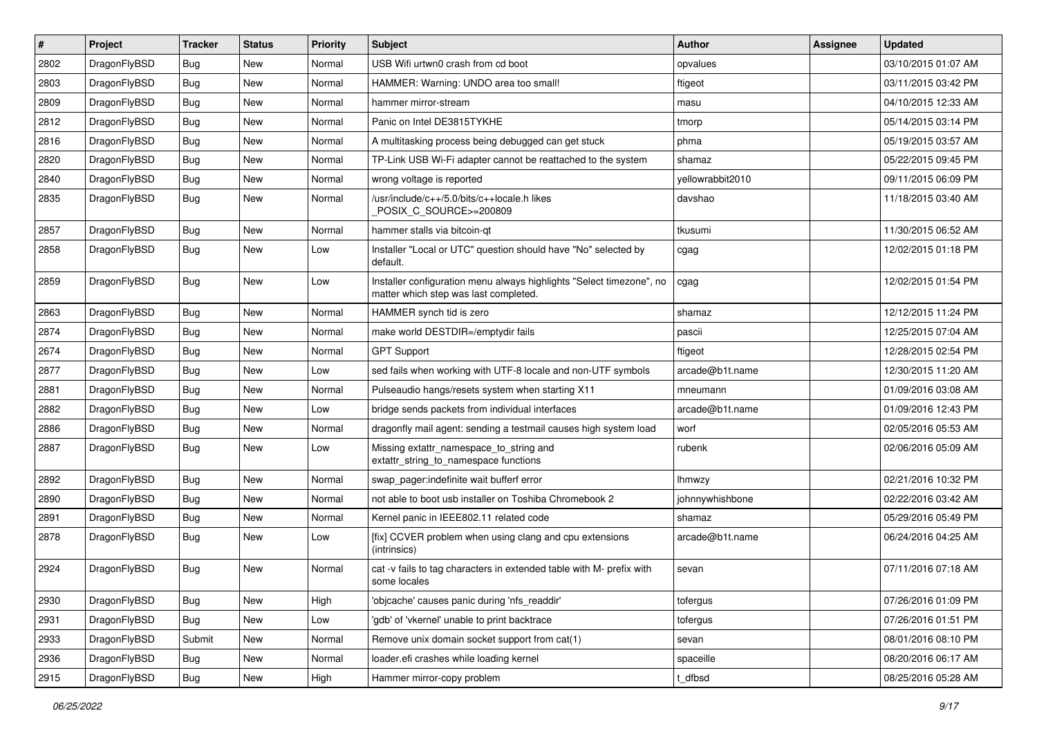| # | Project | Tracker | Status | Priority | Subject | Author | Assignee | Updated |
|---|---|---|---|---|---|---|---|---|
| 2802 | DragonFlyBSD | Bug | New | Normal | USB Wifi urtwn0 crash from cd boot | opvalues | | 03/10/2015 01:07 AM |
| 2803 | DragonFlyBSD | Bug | New | Normal | HAMMER: Warning: UNDO area too small! | ftigeot | | 03/11/2015 03:42 PM |
| 2809 | DragonFlyBSD | Bug | New | Normal | hammer mirror-stream | masu | | 04/10/2015 12:33 AM |
| 2812 | DragonFlyBSD | Bug | New | Normal | Panic on Intel DE3815TYKHE | tmorp | | 05/14/2015 03:14 PM |
| 2816 | DragonFlyBSD | Bug | New | Normal | A multitasking process being debugged can get stuck | phma | | 05/19/2015 03:57 AM |
| 2820 | DragonFlyBSD | Bug | New | Normal | TP-Link USB Wi-Fi adapter cannot be reattached to the system | shamaz | | 05/22/2015 09:45 PM |
| 2840 | DragonFlyBSD | Bug | New | Normal | wrong voltage is reported | yellowrabbit2010 | | 09/11/2015 06:09 PM |
| 2835 | DragonFlyBSD | Bug | New | Normal | /usr/include/c++/5.0/bits/c++locale.h likes _POSIX_C_SOURCE>=200809 | davshao | | 11/18/2015 03:40 AM |
| 2857 | DragonFlyBSD | Bug | New | Normal | hammer stalls via bitcoin-qt | tkusumi | | 11/30/2015 06:52 AM |
| 2858 | DragonFlyBSD | Bug | New | Low | Installer "Local or UTC" question should have "No" selected by default. | cgag | | 12/02/2015 01:18 PM |
| 2859 | DragonFlyBSD | Bug | New | Low | Installer configuration menu always highlights "Select timezone", no matter which step was last completed. | cgag | | 12/02/2015 01:54 PM |
| 2863 | DragonFlyBSD | Bug | New | Normal | HAMMER synch tid is zero | shamaz | | 12/12/2015 11:24 PM |
| 2874 | DragonFlyBSD | Bug | New | Normal | make world DESTDIR=/emptydir fails | pascii | | 12/25/2015 07:04 AM |
| 2674 | DragonFlyBSD | Bug | New | Normal | GPT Support | ftigeot | | 12/28/2015 02:54 PM |
| 2877 | DragonFlyBSD | Bug | New | Low | sed fails when working with UTF-8 locale and non-UTF symbols | arcade@b1t.name | | 12/30/2015 11:20 AM |
| 2881 | DragonFlyBSD | Bug | New | Normal | Pulseaudio hangs/resets system when starting X11 | mneumann | | 01/09/2016 03:08 AM |
| 2882 | DragonFlyBSD | Bug | New | Low | bridge sends packets from individual interfaces | arcade@b1t.name | | 01/09/2016 12:43 PM |
| 2886 | DragonFlyBSD | Bug | New | Normal | dragonfly mail agent: sending a testmail causes high system load | worf | | 02/05/2016 05:53 AM |
| 2887 | DragonFlyBSD | Bug | New | Low | Missing extattr_namespace_to_string and extattr_string_to_namespace functions | rubenk | | 02/06/2016 05:09 AM |
| 2892 | DragonFlyBSD | Bug | New | Normal | swap_pager:indefinite wait bufferf error | lhmwzy | | 02/21/2016 10:32 PM |
| 2890 | DragonFlyBSD | Bug | New | Normal | not able to boot usb installer on Toshiba Chromebook 2 | johnnywhishbone | | 02/22/2016 03:42 AM |
| 2891 | DragonFlyBSD | Bug | New | Normal | Kernel panic in IEEE802.11 related code | shamaz | | 05/29/2016 05:49 PM |
| 2878 | DragonFlyBSD | Bug | New | Low | [fix] CCVER problem when using clang and cpu extensions (intrinsics) | arcade@b1t.name | | 06/24/2016 04:25 AM |
| 2924 | DragonFlyBSD | Bug | New | Normal | cat -v fails to tag characters in extended table with M- prefix with some locales | sevan | | 07/11/2016 07:18 AM |
| 2930 | DragonFlyBSD | Bug | New | High | 'objcache' causes panic during 'nfs_readdir' | tofergus | | 07/26/2016 01:09 PM |
| 2931 | DragonFlyBSD | Bug | New | Low | 'gdb' of 'vkernel' unable to print backtrace | tofergus | | 07/26/2016 01:51 PM |
| 2933 | DragonFlyBSD | Submit | New | Normal | Remove unix domain socket support from cat(1) | sevan | | 08/01/2016 08:10 PM |
| 2936 | DragonFlyBSD | Bug | New | Normal | loader.efi crashes while loading kernel | spaceille | | 08/20/2016 06:17 AM |
| 2915 | DragonFlyBSD | Bug | New | High | Hammer mirror-copy problem | t_dfbsd | | 08/25/2016 05:28 AM |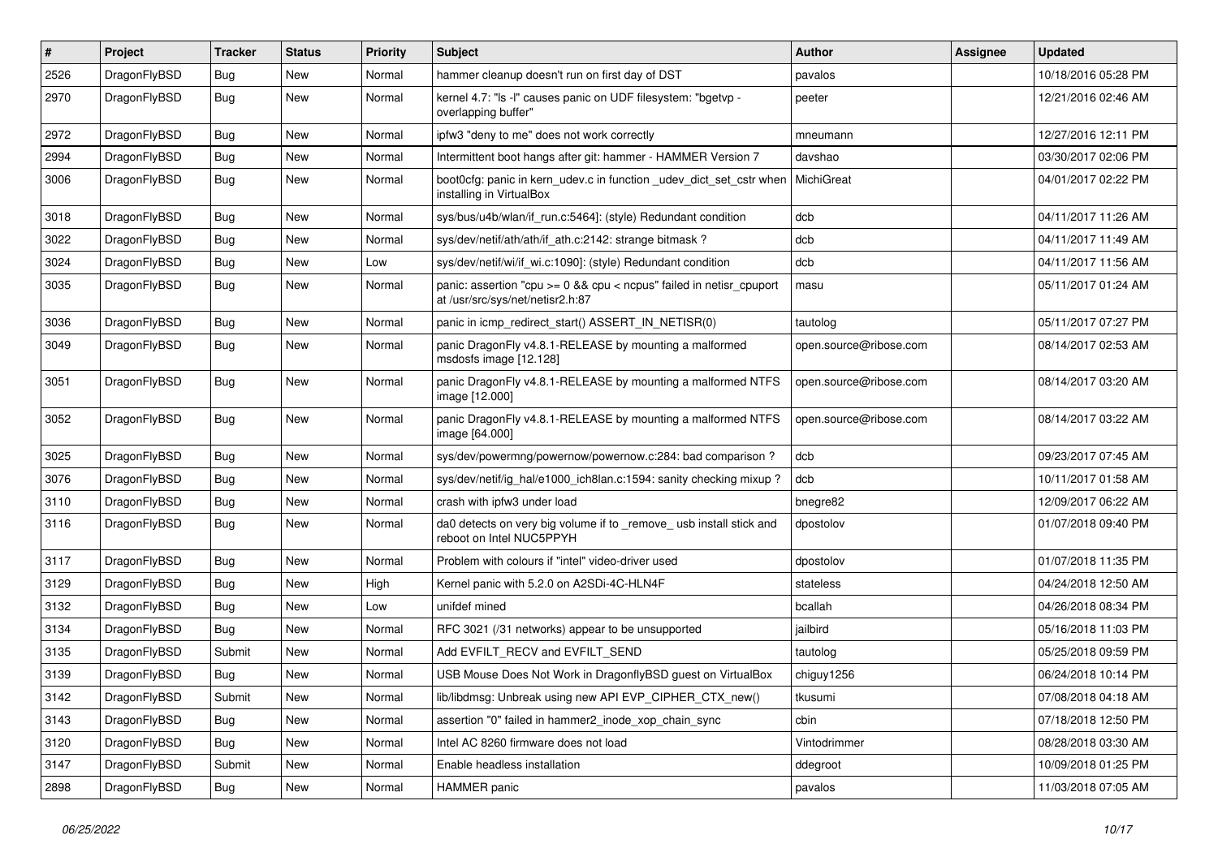| # | Project | Tracker | Status | Priority | Subject | Author | Assignee | Updated |
|---|---|---|---|---|---|---|---|---|
| 2526 | DragonFlyBSD | Bug | New | Normal | hammer cleanup doesn't run on first day of DST | pavalos | | 10/18/2016 05:28 PM |
| 2970 | DragonFlyBSD | Bug | New | Normal | kernel 4.7: "ls -l" causes panic on UDF filesystem: "bgetvp - overlapping buffer" | peeter | | 12/21/2016 02:46 AM |
| 2972 | DragonFlyBSD | Bug | New | Normal | ipfw3 "deny to me" does not work correctly | mneumann | | 12/27/2016 12:11 PM |
| 2994 | DragonFlyBSD | Bug | New | Normal | Intermittent boot hangs after git: hammer - HAMMER Version 7 | davshao | | 03/30/2017 02:06 PM |
| 3006 | DragonFlyBSD | Bug | New | Normal | boot0cfg: panic in kern_udev.c in function _udev_dict_set_cstr when installing in VirtualBox | MichiGreat | | 04/01/2017 02:22 PM |
| 3018 | DragonFlyBSD | Bug | New | Normal | sys/bus/u4b/wlan/if_run.c:5464]: (style) Redundant condition | dcb | | 04/11/2017 11:26 AM |
| 3022 | DragonFlyBSD | Bug | New | Normal | sys/dev/netif/ath/ath/if_ath.c:2142: strange bitmask ? | dcb | | 04/11/2017 11:49 AM |
| 3024 | DragonFlyBSD | Bug | New | Low | sys/dev/netif/wi/if_wi.c:1090]: (style) Redundant condition | dcb | | 04/11/2017 11:56 AM |
| 3035 | DragonFlyBSD | Bug | New | Normal | panic: assertion "cpu >= 0 && cpu < ncpus" failed in netisr_cpuport at /usr/src/sys/net/netisr2.h:87 | masu | | 05/11/2017 01:24 AM |
| 3036 | DragonFlyBSD | Bug | New | Normal | panic in icmp_redirect_start() ASSERT_IN_NETISR(0) | tautolog | | 05/11/2017 07:27 PM |
| 3049 | DragonFlyBSD | Bug | New | Normal | panic DragonFly v4.8.1-RELEASE by mounting a malformed msdosfs image [12.128] | open.source@ribose.com | | 08/14/2017 02:53 AM |
| 3051 | DragonFlyBSD | Bug | New | Normal | panic DragonFly v4.8.1-RELEASE by mounting a malformed NTFS image [12.000] | open.source@ribose.com | | 08/14/2017 03:20 AM |
| 3052 | DragonFlyBSD | Bug | New | Normal | panic DragonFly v4.8.1-RELEASE by mounting a malformed NTFS image [64.000] | open.source@ribose.com | | 08/14/2017 03:22 AM |
| 3025 | DragonFlyBSD | Bug | New | Normal | sys/dev/powermng/powernow/powernow.c:284: bad comparison ? | dcb | | 09/23/2017 07:45 AM |
| 3076 | DragonFlyBSD | Bug | New | Normal | sys/dev/netif/ig_hal/e1000_ich8lan.c:1594: sanity checking mixup ? | dcb | | 10/11/2017 01:58 AM |
| 3110 | DragonFlyBSD | Bug | New | Normal | crash with ipfw3 under load | bnegre82 | | 12/09/2017 06:22 AM |
| 3116 | DragonFlyBSD | Bug | New | Normal | da0 detects on very big volume if to _remove_ usb install stick and reboot on Intel NUC5PPYH | dpostolov | | 01/07/2018 09:40 PM |
| 3117 | DragonFlyBSD | Bug | New | Normal | Problem with colours if "intel" video-driver used | dpostolov | | 01/07/2018 11:35 PM |
| 3129 | DragonFlyBSD | Bug | New | High | Kernel panic with 5.2.0 on A2SDi-4C-HLN4F | stateless | | 04/24/2018 12:50 AM |
| 3132 | DragonFlyBSD | Bug | New | Low | unifdef mined | bcallah | | 04/26/2018 08:34 PM |
| 3134 | DragonFlyBSD | Bug | New | Normal | RFC 3021 (/31 networks) appear to be unsupported | jailbird | | 05/16/2018 11:03 PM |
| 3135 | DragonFlyBSD | Submit | New | Normal | Add EVFILT_RECV and EVFILT_SEND | tautolog | | 05/25/2018 09:59 PM |
| 3139 | DragonFlyBSD | Bug | New | Normal | USB Mouse Does Not Work in DragonflyBSD guest on VirtualBox | chiguy1256 | | 06/24/2018 10:14 PM |
| 3142 | DragonFlyBSD | Submit | New | Normal | lib/libdmsg: Unbreak using new API EVP_CIPHER_CTX_new() | tkusumi | | 07/08/2018 04:18 AM |
| 3143 | DragonFlyBSD | Bug | New | Normal | assertion "0" failed in hammer2_inode_xop_chain_sync | cbin | | 07/18/2018 12:50 PM |
| 3120 | DragonFlyBSD | Bug | New | Normal | Intel AC 8260 firmware does not load | Vintodrimmer | | 08/28/2018 03:30 AM |
| 3147 | DragonFlyBSD | Submit | New | Normal | Enable headless installation | ddegroot | | 10/09/2018 01:25 PM |
| 2898 | DragonFlyBSD | Bug | New | Normal | HAMMER panic | pavalos | | 11/03/2018 07:05 AM |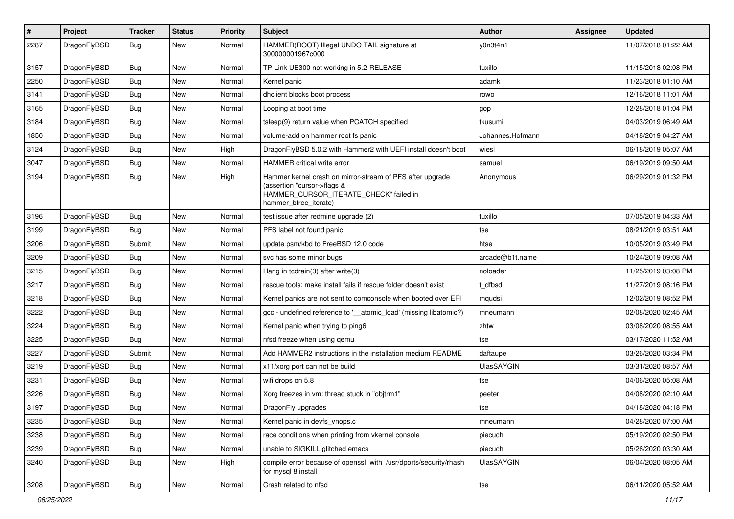| # | Project | Tracker | Status | Priority | Subject | Author | Assignee | Updated |
|---|---|---|---|---|---|---|---|---|
| 2287 | DragonFlyBSD | Bug | New | Normal | HAMMER(ROOT) Illegal UNDO TAIL signature at 300000001967c000 | y0n3t4n1 | | 11/07/2018 01:22 AM |
| 3157 | DragonFlyBSD | Bug | New | Normal | TP-Link UE300 not working in 5.2-RELEASE | tuxillo | | 11/15/2018 02:08 PM |
| 2250 | DragonFlyBSD | Bug | New | Normal | Kernel panic | adamk | | 11/23/2018 01:10 AM |
| 3141 | DragonFlyBSD | Bug | New | Normal | dhclient blocks boot process | rowo | | 12/16/2018 11:01 AM |
| 3165 | DragonFlyBSD | Bug | New | Normal | Looping at boot time | gop | | 12/28/2018 01:04 PM |
| 3184 | DragonFlyBSD | Bug | New | Normal | tsleep(9) return value when PCATCH specified | tkusumi | | 04/03/2019 06:49 AM |
| 1850 | DragonFlyBSD | Bug | New | Normal | volume-add on hammer root fs panic | Johannes.Hofmann | | 04/18/2019 04:27 AM |
| 3124 | DragonFlyBSD | Bug | New | High | DragonFlyBSD 5.0.2 with Hammer2 with UEFI install doesn't boot | wiesl | | 06/18/2019 05:07 AM |
| 3047 | DragonFlyBSD | Bug | New | Normal | HAMMER critical write error | samuel | | 06/19/2019 09:50 AM |
| 3194 | DragonFlyBSD | Bug | New | High | Hammer kernel crash on mirror-stream of PFS after upgrade (assertion "cursor->flags & HAMMER_CURSOR_ITERATE_CHECK" failed in hammer_btree_iterate) | Anonymous | | 06/29/2019 01:32 PM |
| 3196 | DragonFlyBSD | Bug | New | Normal | test issue after redmine upgrade (2) | tuxillo | | 07/05/2019 04:33 AM |
| 3199 | DragonFlyBSD | Bug | New | Normal | PFS label not found panic | tse | | 08/21/2019 03:51 AM |
| 3206 | DragonFlyBSD | Submit | New | Normal | update psm/kbd to FreeBSD 12.0 code | htse | | 10/05/2019 03:49 PM |
| 3209 | DragonFlyBSD | Bug | New | Normal | svc has some minor bugs | arcade@b1t.name | | 10/24/2019 09:08 AM |
| 3215 | DragonFlyBSD | Bug | New | Normal | Hang in tcdrain(3) after write(3) | noloader | | 11/25/2019 03:08 PM |
| 3217 | DragonFlyBSD | Bug | New | Normal | rescue tools: make install fails if rescue folder doesn't exist | t_dfbsd | | 11/27/2019 08:16 PM |
| 3218 | DragonFlyBSD | Bug | New | Normal | Kernel panics are not sent to comconsole when booted over EFI | mqudsi | | 12/02/2019 08:52 PM |
| 3222 | DragonFlyBSD | Bug | New | Normal | gcc - undefined reference to '__atomic_load' (missing libatomic?) | mneumann | | 02/08/2020 02:45 AM |
| 3224 | DragonFlyBSD | Bug | New | Normal | Kernel panic when trying to ping6 | zhtw | | 03/08/2020 08:55 AM |
| 3225 | DragonFlyBSD | Bug | New | Normal | nfsd freeze when using qemu | tse | | 03/17/2020 11:52 AM |
| 3227 | DragonFlyBSD | Submit | New | Normal | Add HAMMER2 instructions in the installation medium README | daftaupe | | 03/26/2020 03:34 PM |
| 3219 | DragonFlyBSD | Bug | New | Normal | x11/xorg port can not be build | UlasSAYGIN | | 03/31/2020 08:57 AM |
| 3231 | DragonFlyBSD | Bug | New | Normal | wifi drops on 5.8 | tse | | 04/06/2020 05:08 AM |
| 3226 | DragonFlyBSD | Bug | New | Normal | Xorg freezes in vm: thread stuck in "objtrm1" | peeter | | 04/08/2020 02:10 AM |
| 3197 | DragonFlyBSD | Bug | New | Normal | DragonFly upgrades | tse | | 04/18/2020 04:18 PM |
| 3235 | DragonFlyBSD | Bug | New | Normal | Kernel panic in devfs_vnops.c | mneumann | | 04/28/2020 07:00 AM |
| 3238 | DragonFlyBSD | Bug | New | Normal | race conditions when printing from vkernel console | piecuch | | 05/19/2020 02:50 PM |
| 3239 | DragonFlyBSD | Bug | New | Normal | unable to SIGKILL glitched emacs | piecuch | | 05/26/2020 03:30 AM |
| 3240 | DragonFlyBSD | Bug | New | High | compile error because of openssl with /usr/dports/security/rhash for mysql 8 install | UlasSAYGIN | | 06/04/2020 08:05 AM |
| 3208 | DragonFlyBSD | Bug | New | Normal | Crash related to nfsd | tse | | 06/11/2020 05:52 AM |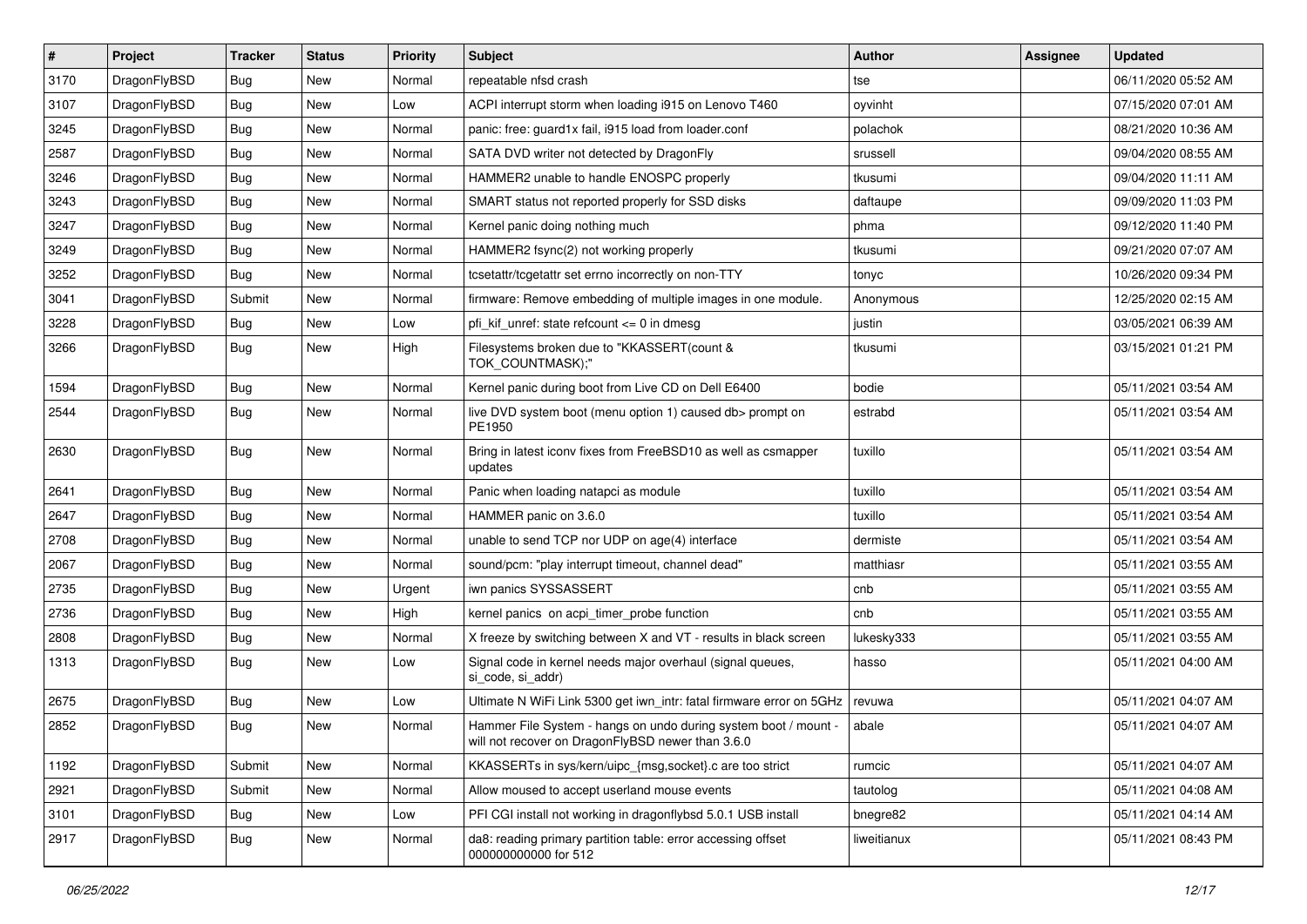| # | Project | Tracker | Status | Priority | Subject | Author | Assignee | Updated |
|---|---|---|---|---|---|---|---|---|
| 3170 | DragonFlyBSD | Bug | New | Normal | repeatable nfsd crash | tse | | 06/11/2020 05:52 AM |
| 3107 | DragonFlyBSD | Bug | New | Low | ACPI interrupt storm when loading i915 on Lenovo T460 | oyvinht | | 07/15/2020 07:01 AM |
| 3245 | DragonFlyBSD | Bug | New | Normal | panic: free: guard1x fail, i915 load from loader.conf | polachok | | 08/21/2020 10:36 AM |
| 2587 | DragonFlyBSD | Bug | New | Normal | SATA DVD writer not detected by DragonFly | srussell | | 09/04/2020 08:55 AM |
| 3246 | DragonFlyBSD | Bug | New | Normal | HAMMER2 unable to handle ENOSPC properly | tkusumi | | 09/04/2020 11:11 AM |
| 3243 | DragonFlyBSD | Bug | New | Normal | SMART status not reported properly for SSD disks | daftaupe | | 09/09/2020 11:03 PM |
| 3247 | DragonFlyBSD | Bug | New | Normal | Kernel panic doing nothing much | phma | | 09/12/2020 11:40 PM |
| 3249 | DragonFlyBSD | Bug | New | Normal | HAMMER2 fsync(2) not working properly | tkusumi | | 09/21/2020 07:07 AM |
| 3252 | DragonFlyBSD | Bug | New | Normal | tcsetattr/tcgetattr set errno incorrectly on non-TTY | tonyc | | 10/26/2020 09:34 PM |
| 3041 | DragonFlyBSD | Submit | New | Normal | firmware: Remove embedding of multiple images in one module. | Anonymous | | 12/25/2020 02:15 AM |
| 3228 | DragonFlyBSD | Bug | New | Low | pfi_kif_unref: state refcount <= 0 in dmesg | justin | | 03/05/2021 06:39 AM |
| 3266 | DragonFlyBSD | Bug | New | High | Filesystems broken due to "KKASSERT(count & TOK_COUNTMASK);" | tkusumi | | 03/15/2021 01:21 PM |
| 1594 | DragonFlyBSD | Bug | New | Normal | Kernel panic during boot from Live CD on Dell E6400 | bodie | | 05/11/2021 03:54 AM |
| 2544 | DragonFlyBSD | Bug | New | Normal | live DVD system boot (menu option 1) caused db> prompt on PE1950 | estrabd | | 05/11/2021 03:54 AM |
| 2630 | DragonFlyBSD | Bug | New | Normal | Bring in latest iconv fixes from FreeBSD10 as well as csmapper updates | tuxillo | | 05/11/2021 03:54 AM |
| 2641 | DragonFlyBSD | Bug | New | Normal | Panic when loading natapci as module | tuxillo | | 05/11/2021 03:54 AM |
| 2647 | DragonFlyBSD | Bug | New | Normal | HAMMER panic on 3.6.0 | tuxillo | | 05/11/2021 03:54 AM |
| 2708 | DragonFlyBSD | Bug | New | Normal | unable to send TCP nor UDP on age(4) interface | dermiste | | 05/11/2021 03:54 AM |
| 2067 | DragonFlyBSD | Bug | New | Normal | sound/pcm: "play interrupt timeout, channel dead" | matthiasr | | 05/11/2021 03:55 AM |
| 2735 | DragonFlyBSD | Bug | New | Urgent | iwn panics SYSSASSERT | cnb | | 05/11/2021 03:55 AM |
| 2736 | DragonFlyBSD | Bug | New | High | kernel panics on acpi_timer_probe function | cnb | | 05/11/2021 03:55 AM |
| 2808 | DragonFlyBSD | Bug | New | Normal | X freeze by switching between X and VT - results in black screen | lukesky333 | | 05/11/2021 03:55 AM |
| 1313 | DragonFlyBSD | Bug | New | Low | Signal code in kernel needs major overhaul (signal queues, si_code, si_addr) | hasso | | 05/11/2021 04:00 AM |
| 2675 | DragonFlyBSD | Bug | New | Low | Ultimate N WiFi Link 5300 get iwn_intr: fatal firmware error on 5GHz | revuwa | | 05/11/2021 04:07 AM |
| 2852 | DragonFlyBSD | Bug | New | Normal | Hammer File System - hangs on undo during system boot / mount - will not recover on DragonFlyBSD newer than 3.6.0 | abale | | 05/11/2021 04:07 AM |
| 1192 | DragonFlyBSD | Submit | New | Normal | KKASSERTs in sys/kern/uipc_{msg,socket}.c are too strict | rumcic | | 05/11/2021 04:07 AM |
| 2921 | DragonFlyBSD | Submit | New | Normal | Allow moused to accept userland mouse events | tautolog | | 05/11/2021 04:08 AM |
| 3101 | DragonFlyBSD | Bug | New | Low | PFI CGI install not working in dragonflybsd 5.0.1 USB install | bnegre82 | | 05/11/2021 04:14 AM |
| 2917 | DragonFlyBSD | Bug | New | Normal | da8: reading primary partition table: error accessing offset 000000000000 for 512 | liweitianux | | 05/11/2021 08:43 PM |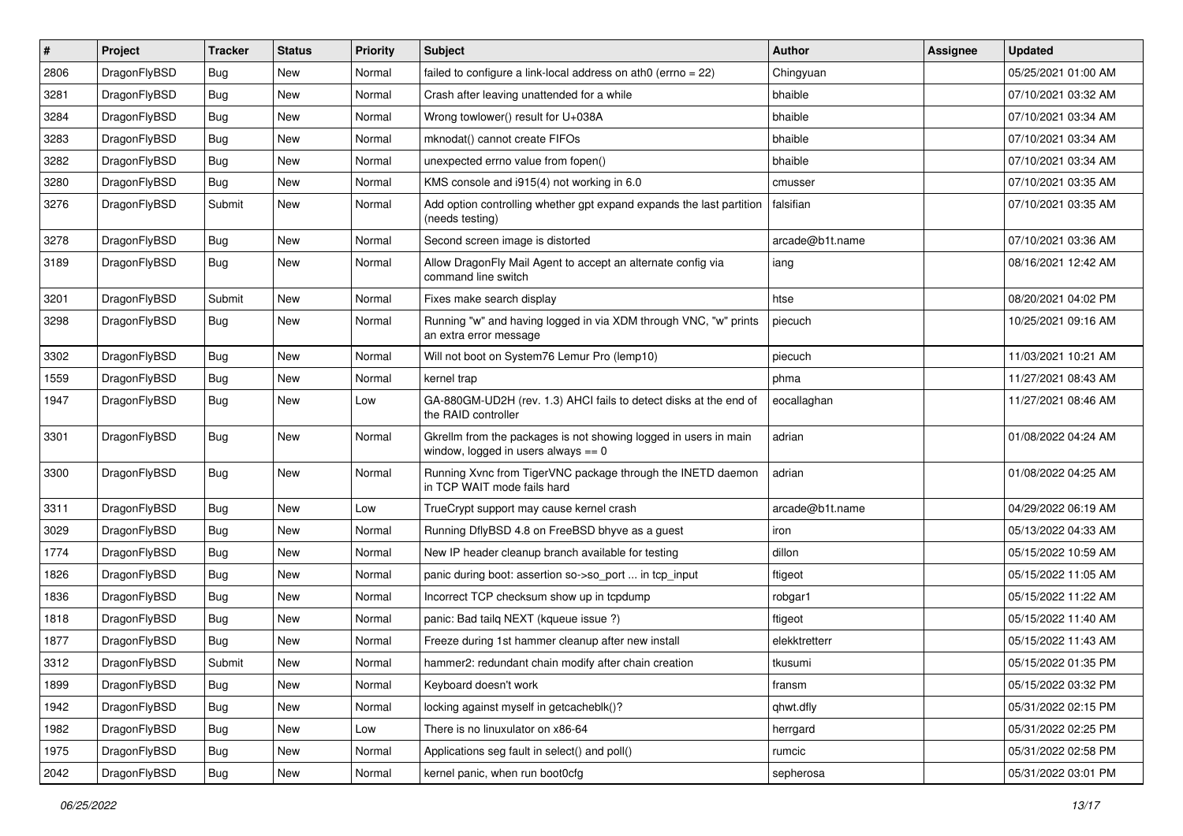| # | Project | Tracker | Status | Priority | Subject | Author | Assignee | Updated |
|---|---|---|---|---|---|---|---|---|
| 2806 | DragonFlyBSD | Bug | New | Normal | failed to configure a link-local address on ath0 (errno = 22) | Chingyuan | | 05/25/2021 01:00 AM |
| 3281 | DragonFlyBSD | Bug | New | Normal | Crash after leaving unattended for a while | bhaible | | 07/10/2021 03:32 AM |
| 3284 | DragonFlyBSD | Bug | New | Normal | Wrong towlower() result for U+038A | bhaible | | 07/10/2021 03:34 AM |
| 3283 | DragonFlyBSD | Bug | New | Normal | mknodat() cannot create FIFOs | bhaible | | 07/10/2021 03:34 AM |
| 3282 | DragonFlyBSD | Bug | New | Normal | unexpected errno value from fopen() | bhaible | | 07/10/2021 03:34 AM |
| 3280 | DragonFlyBSD | Bug | New | Normal | KMS console and i915(4) not working in 6.0 | cmusser | | 07/10/2021 03:35 AM |
| 3276 | DragonFlyBSD | Submit | New | Normal | Add option controlling whether gpt expand expands the last partition (needs testing) | falsifian | | 07/10/2021 03:35 AM |
| 3278 | DragonFlyBSD | Bug | New | Normal | Second screen image is distorted | arcade@b1t.name | | 07/10/2021 03:36 AM |
| 3189 | DragonFlyBSD | Bug | New | Normal | Allow DragonFly Mail Agent to accept an alternate config via command line switch | iang | | 08/16/2021 12:42 AM |
| 3201 | DragonFlyBSD | Submit | New | Normal | Fixes make search display | htse | | 08/20/2021 04:02 PM |
| 3298 | DragonFlyBSD | Bug | New | Normal | Running "w" and having logged in via XDM through VNC, "w" prints an extra error message | piecuch | | 10/25/2021 09:16 AM |
| 3302 | DragonFlyBSD | Bug | New | Normal | Will not boot on System76 Lemur Pro (lemp10) | piecuch | | 11/03/2021 10:21 AM |
| 1559 | DragonFlyBSD | Bug | New | Normal | kernel trap | phma | | 11/27/2021 08:43 AM |
| 1947 | DragonFlyBSD | Bug | New | Low | GA-880GM-UD2H (rev. 1.3) AHCI fails to detect disks at the end of the RAID controller | eocallaghan | | 11/27/2021 08:46 AM |
| 3301 | DragonFlyBSD | Bug | New | Normal | Gkrellm from the packages is not showing logged in users in main window, logged in users always == 0 | adrian | | 01/08/2022 04:24 AM |
| 3300 | DragonFlyBSD | Bug | New | Normal | Running Xvnc from TigerVNC package through the INETD daemon in TCP WAIT mode fails hard | adrian | | 01/08/2022 04:25 AM |
| 3311 | DragonFlyBSD | Bug | New | Low | TrueCrypt support may cause kernel crash | arcade@b1t.name | | 04/29/2022 06:19 AM |
| 3029 | DragonFlyBSD | Bug | New | Normal | Running DflyBSD 4.8 on FreeBSD bhyve as a guest | iron | | 05/13/2022 04:33 AM |
| 1774 | DragonFlyBSD | Bug | New | Normal | New IP header cleanup branch available for testing | dillon | | 05/15/2022 10:59 AM |
| 1826 | DragonFlyBSD | Bug | New | Normal | panic during boot: assertion so->so_port ... in tcp_input | ftigeot | | 05/15/2022 11:05 AM |
| 1836 | DragonFlyBSD | Bug | New | Normal | Incorrect TCP checksum show up in tcpdump | robgar1 | | 05/15/2022 11:22 AM |
| 1818 | DragonFlyBSD | Bug | New | Normal | panic: Bad tailq NEXT (kqueue issue ?) | ftigeot | | 05/15/2022 11:40 AM |
| 1877 | DragonFlyBSD | Bug | New | Normal | Freeze during 1st hammer cleanup after new install | elekktretterr | | 05/15/2022 11:43 AM |
| 3312 | DragonFlyBSD | Submit | New | Normal | hammer2: redundant chain modify after chain creation | tkusumi | | 05/15/2022 01:35 PM |
| 1899 | DragonFlyBSD | Bug | New | Normal | Keyboard doesn't work | fransm | | 05/15/2022 03:32 PM |
| 1942 | DragonFlyBSD | Bug | New | Normal | locking against myself in getcacheblk()? | qhwt.dfly | | 05/31/2022 02:15 PM |
| 1982 | DragonFlyBSD | Bug | New | Low | There is no linuxulator on x86-64 | herrgard | | 05/31/2022 02:25 PM |
| 1975 | DragonFlyBSD | Bug | New | Normal | Applications seg fault in select() and poll() | rumcic | | 05/31/2022 02:58 PM |
| 2042 | DragonFlyBSD | Bug | New | Normal | kernel panic, when run boot0cfg | sepherosa | | 05/31/2022 03:01 PM |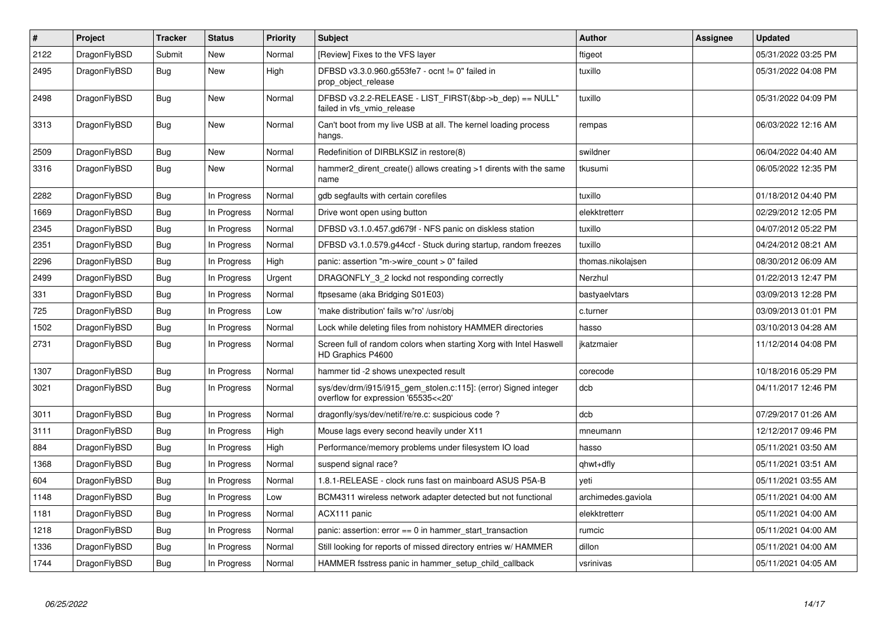| # | Project | Tracker | Status | Priority | Subject | Author | Assignee | Updated |
|---|---|---|---|---|---|---|---|---|
| 2122 | DragonFlyBSD | Submit | New | Normal | [Review] Fixes to the VFS layer | ftigeot | | 05/31/2022 03:25 PM |
| 2495 | DragonFlyBSD | Bug | New | High | DFBSD v3.3.0.960.g553fe7 - ocnt != 0" failed in prop_object_release | tuxillo | | 05/31/2022 04:08 PM |
| 2498 | DragonFlyBSD | Bug | New | Normal | DFBSD v3.2.2-RELEASE - LIST_FIRST(&bp->b_dep) == NULL" failed in vfs_vmio_release | tuxillo | | 05/31/2022 04:09 PM |
| 3313 | DragonFlyBSD | Bug | New | Normal | Can't boot from my live USB at all. The kernel loading process hangs. | rempas | | 06/03/2022 12:16 AM |
| 2509 | DragonFlyBSD | Bug | New | Normal | Redefinition of DIRBLKSIZ in restore(8) | swildner | | 06/04/2022 04:40 AM |
| 3316 | DragonFlyBSD | Bug | New | Normal | hammer2_dirent_create() allows creating >1 dirents with the same name | tkusumi | | 06/05/2022 12:35 PM |
| 2282 | DragonFlyBSD | Bug | In Progress | Normal | gdb segfaults with certain corefiles | tuxillo | | 01/18/2012 04:40 PM |
| 1669 | DragonFlyBSD | Bug | In Progress | Normal | Drive wont open using button | elekktretterr | | 02/29/2012 12:05 PM |
| 2345 | DragonFlyBSD | Bug | In Progress | Normal | DFBSD v3.1.0.457.gd679f - NFS panic on diskless station | tuxillo | | 04/07/2012 05:22 PM |
| 2351 | DragonFlyBSD | Bug | In Progress | Normal | DFBSD v3.1.0.579.g44ccf - Stuck during startup, random freezes | tuxillo | | 04/24/2012 08:21 AM |
| 2296 | DragonFlyBSD | Bug | In Progress | High | panic: assertion "m->wire_count > 0" failed | thomas.nikolajsen | | 08/30/2012 06:09 AM |
| 2499 | DragonFlyBSD | Bug | In Progress | Urgent | DRAGONFLY_3_2 lockd not responding correctly | Nerzhul | | 01/22/2013 12:47 PM |
| 331 | DragonFlyBSD | Bug | In Progress | Normal | ftpsesame (aka Bridging S01E03) | bastyaelvtars | | 03/09/2013 12:28 PM |
| 725 | DragonFlyBSD | Bug | In Progress | Low | 'make distribution' fails w/'ro' /usr/obj | c.turner | | 03/09/2013 01:01 PM |
| 1502 | DragonFlyBSD | Bug | In Progress | Normal | Lock while deleting files from nohistory HAMMER directories | hasso | | 03/10/2013 04:28 AM |
| 2731 | DragonFlyBSD | Bug | In Progress | Normal | Screen full of random colors when starting Xorg with Intel Haswell HD Graphics P4600 | jkatzmaier | | 11/12/2014 04:08 PM |
| 1307 | DragonFlyBSD | Bug | In Progress | Normal | hammer tid -2 shows unexpected result | corecode | | 10/18/2016 05:29 PM |
| 3021 | DragonFlyBSD | Bug | In Progress | Normal | sys/dev/drm/i915/i915_gem_stolen.c:115]: (error) Signed integer overflow for expression '65535<<20' | dcb | | 04/11/2017 12:46 PM |
| 3011 | DragonFlyBSD | Bug | In Progress | Normal | dragonfly/sys/dev/netif/re/re.c: suspicious code ? | dcb | | 07/29/2017 01:26 AM |
| 3111 | DragonFlyBSD | Bug | In Progress | High | Mouse lags every second heavily under X11 | mneumann | | 12/12/2017 09:46 PM |
| 884 | DragonFlyBSD | Bug | In Progress | High | Performance/memory problems under filesystem IO load | hasso | | 05/11/2021 03:50 AM |
| 1368 | DragonFlyBSD | Bug | In Progress | Normal | suspend signal race? | qhwt+dfly | | 05/11/2021 03:51 AM |
| 604 | DragonFlyBSD | Bug | In Progress | Normal | 1.8.1-RELEASE - clock runs fast on mainboard ASUS P5A-B | yeti | | 05/11/2021 03:55 AM |
| 1148 | DragonFlyBSD | Bug | In Progress | Low | BCM4311 wireless network adapter detected but not functional | archimedes.gaviola | | 05/11/2021 04:00 AM |
| 1181 | DragonFlyBSD | Bug | In Progress | Normal | ACX111 panic | elekktretterr | | 05/11/2021 04:00 AM |
| 1218 | DragonFlyBSD | Bug | In Progress | Normal | panic: assertion: error == 0 in hammer_start_transaction | rumcic | | 05/11/2021 04:00 AM |
| 1336 | DragonFlyBSD | Bug | In Progress | Normal | Still looking for reports of missed directory entries w/ HAMMER | dillon | | 05/11/2021 04:00 AM |
| 1744 | DragonFlyBSD | Bug | In Progress | Normal | HAMMER fsstress panic in hammer_setup_child_callback | vsrinivas | | 05/11/2021 04:05 AM |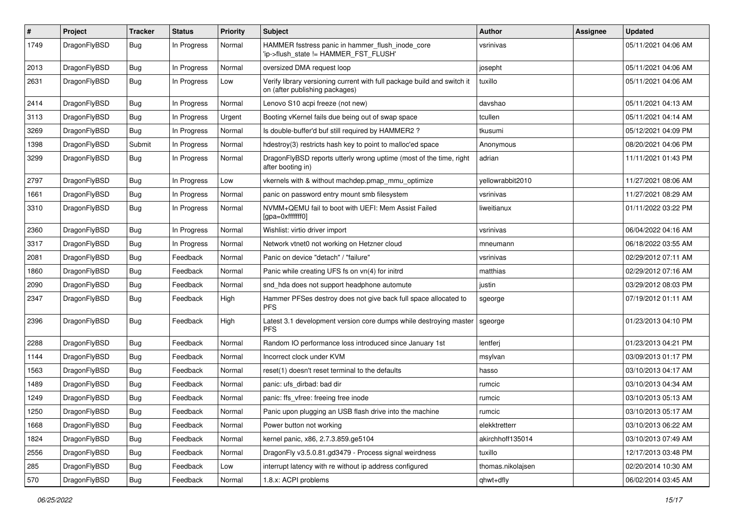| # | Project | Tracker | Status | Priority | Subject | Author | Assignee | Updated |
|---|---|---|---|---|---|---|---|---|
| 1749 | DragonFlyBSD | Bug | In Progress | Normal | HAMMER fsstress panic in hammer_flush_inode_core 'ip->flush_state != HAMMER_FST_FLUSH' | vsrinivas | | 05/11/2021 04:06 AM |
| 2013 | DragonFlyBSD | Bug | In Progress | Normal | oversized DMA request loop | josepht | | 05/11/2021 04:06 AM |
| 2631 | DragonFlyBSD | Bug | In Progress | Low | Verify library versioning current with full package build and switch it on (after publishing packages) | tuxillo | | 05/11/2021 04:06 AM |
| 2414 | DragonFlyBSD | Bug | In Progress | Normal | Lenovo S10 acpi freeze (not new) | davshao | | 05/11/2021 04:13 AM |
| 3113 | DragonFlyBSD | Bug | In Progress | Urgent | Booting vKernel fails due being out of swap space | tcullen | | 05/11/2021 04:14 AM |
| 3269 | DragonFlyBSD | Bug | In Progress | Normal | Is double-buffer'd buf still required by HAMMER2 ? | tkusumi | | 05/12/2021 04:09 PM |
| 1398 | DragonFlyBSD | Submit | In Progress | Normal | hdestroy(3) restricts hash key to point to malloc'ed space | Anonymous | | 08/20/2021 04:06 PM |
| 3299 | DragonFlyBSD | Bug | In Progress | Normal | DragonFlyBSD reports utterly wrong uptime (most of the time, right after booting in) | adrian | | 11/11/2021 01:43 PM |
| 2797 | DragonFlyBSD | Bug | In Progress | Low | vkernels with & without machdep.pmap_mmu_optimize | yellowrabbit2010 | | 11/27/2021 08:06 AM |
| 1661 | DragonFlyBSD | Bug | In Progress | Normal | panic on password entry mount smb filesystem | vsrinivas | | 11/27/2021 08:29 AM |
| 3310 | DragonFlyBSD | Bug | In Progress | Normal | NVMM+QEMU fail to boot with UEFI: Mem Assist Failed [gpa=0xfffffff0] | liweitianux | | 01/11/2022 03:22 PM |
| 2360 | DragonFlyBSD | Bug | In Progress | Normal | Wishlist: virtio driver import | vsrinivas | | 06/04/2022 04:16 AM |
| 3317 | DragonFlyBSD | Bug | In Progress | Normal | Network vtnet0 not working on Hetzner cloud | mneumann | | 06/18/2022 03:55 AM |
| 2081 | DragonFlyBSD | Bug | Feedback | Normal | Panic on device "detach" / "failure" | vsrinivas | | 02/29/2012 07:11 AM |
| 1860 | DragonFlyBSD | Bug | Feedback | Normal | Panic while creating UFS fs on vn(4) for initrd | matthias | | 02/29/2012 07:16 AM |
| 2090 | DragonFlyBSD | Bug | Feedback | Normal | snd_hda does not support headphone automute | justin | | 03/29/2012 08:03 PM |
| 2347 | DragonFlyBSD | Bug | Feedback | High | Hammer PFSes destroy does not give back full space allocated to PFS | sgeorge | | 07/19/2012 01:11 AM |
| 2396 | DragonFlyBSD | Bug | Feedback | High | Latest 3.1 development version core dumps while destroying master PFS | sgeorge | | 01/23/2013 04:10 PM |
| 2288 | DragonFlyBSD | Bug | Feedback | Normal | Random IO performance loss introduced since January 1st | lentferj | | 01/23/2013 04:21 PM |
| 1144 | DragonFlyBSD | Bug | Feedback | Normal | Incorrect clock under KVM | msylvan | | 03/09/2013 01:17 PM |
| 1563 | DragonFlyBSD | Bug | Feedback | Normal | reset(1) doesn't reset terminal to the defaults | hasso | | 03/10/2013 04:17 AM |
| 1489 | DragonFlyBSD | Bug | Feedback | Normal | panic: ufs_dirbad: bad dir | rumcic | | 03/10/2013 04:34 AM |
| 1249 | DragonFlyBSD | Bug | Feedback | Normal | panic: ffs_vfree: freeing free inode | rumcic | | 03/10/2013 05:13 AM |
| 1250 | DragonFlyBSD | Bug | Feedback | Normal | Panic upon plugging an USB flash drive into the machine | rumcic | | 03/10/2013 05:17 AM |
| 1668 | DragonFlyBSD | Bug | Feedback | Normal | Power button not working | elekktretterr | | 03/10/2013 06:22 AM |
| 1824 | DragonFlyBSD | Bug | Feedback | Normal | kernel panic, x86, 2.7.3.859.ge5104 | akirchhoff135014 | | 03/10/2013 07:49 AM |
| 2556 | DragonFlyBSD | Bug | Feedback | Normal | DragonFly v3.5.0.81.gd3479 - Process signal weirdness | tuxillo | | 12/17/2013 03:48 PM |
| 285 | DragonFlyBSD | Bug | Feedback | Low | interrupt latency with re without ip address configured | thomas.nikolajsen | | 02/20/2014 10:30 AM |
| 570 | DragonFlyBSD | Bug | Feedback | Normal | 1.8.x: ACPI problems | qhwt+dfly | | 06/02/2014 03:45 AM |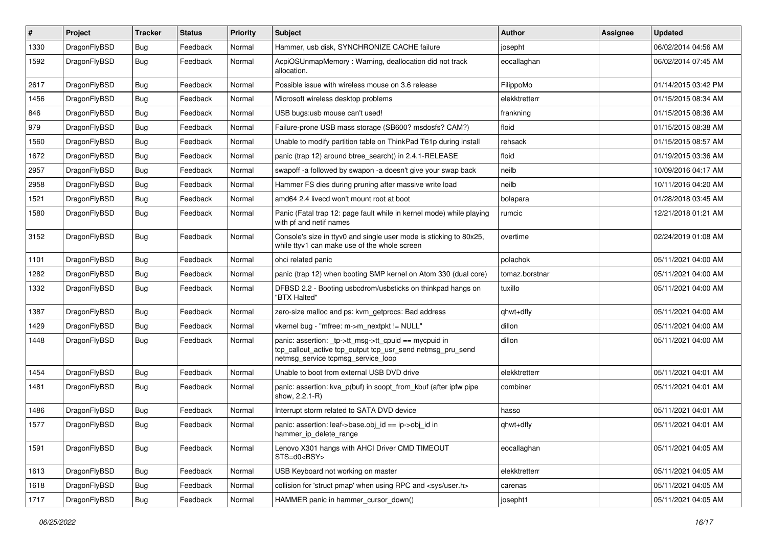| # | Project | Tracker | Status | Priority | Subject | Author | Assignee | Updated |
|---|---|---|---|---|---|---|---|---|
| 1330 | DragonFlyBSD | Bug | Feedback | Normal | Hammer, usb disk, SYNCHRONIZE CACHE failure | josepht | | 06/02/2014 04:56 AM |
| 1592 | DragonFlyBSD | Bug | Feedback | Normal | AcpiOSUnmapMemory : Warning, deallocation did not track allocation. | eocallaghan | | 06/02/2014 07:45 AM |
| 2617 | DragonFlyBSD | Bug | Feedback | Normal | Possible issue with wireless mouse on 3.6 release | FilippoMo | | 01/14/2015 03:42 PM |
| 1456 | DragonFlyBSD | Bug | Feedback | Normal | Microsoft wireless desktop problems | elekktretterr | | 01/15/2015 08:34 AM |
| 846 | DragonFlyBSD | Bug | Feedback | Normal | USB bugs:usb mouse can't used! | frankning | | 01/15/2015 08:36 AM |
| 979 | DragonFlyBSD | Bug | Feedback | Normal | Failure-prone USB mass storage (SB600? msdosfs? CAM?) | floid | | 01/15/2015 08:38 AM |
| 1560 | DragonFlyBSD | Bug | Feedback | Normal | Unable to modify partition table on ThinkPad T61p during install | rehsack | | 01/15/2015 08:57 AM |
| 1672 | DragonFlyBSD | Bug | Feedback | Normal | panic (trap 12) around btree_search() in 2.4.1-RELEASE | floid | | 01/19/2015 03:36 AM |
| 2957 | DragonFlyBSD | Bug | Feedback | Normal | swapoff -a followed by swapon -a doesn't give your swap back | neilb | | 10/09/2016 04:17 AM |
| 2958 | DragonFlyBSD | Bug | Feedback | Normal | Hammer FS dies during pruning after massive write load | neilb | | 10/11/2016 04:20 AM |
| 1521 | DragonFlyBSD | Bug | Feedback | Normal | amd64 2.4 livecd won't mount root at boot | bolapara | | 01/28/2018 03:45 AM |
| 1580 | DragonFlyBSD | Bug | Feedback | Normal | Panic (Fatal trap 12: page fault while in kernel mode) while playing with pf and netif names | rumcic | | 12/21/2018 01:21 AM |
| 3152 | DragonFlyBSD | Bug | Feedback | Normal | Console's size in ttyv0 and single user mode is sticking to 80x25, while ttyv1 can make use of the whole screen | overtime | | 02/24/2019 01:08 AM |
| 1101 | DragonFlyBSD | Bug | Feedback | Normal | ohci related panic | polachok | | 05/11/2021 04:00 AM |
| 1282 | DragonFlyBSD | Bug | Feedback | Normal | panic (trap 12) when booting SMP kernel on Atom 330 (dual core) | tomaz.borstnar | | 05/11/2021 04:00 AM |
| 1332 | DragonFlyBSD | Bug | Feedback | Normal | DFBSD 2.2 - Booting usbcdrom/usbsticks on thinkpad hangs on "BTX Halted" | tuxillo | | 05/11/2021 04:00 AM |
| 1387 | DragonFlyBSD | Bug | Feedback | Normal | zero-size malloc and ps: kvm_getprocs: Bad address | qhwt+dfly | | 05/11/2021 04:00 AM |
| 1429 | DragonFlyBSD | Bug | Feedback | Normal | vkernel bug - "mfree: m->m_nextpkt != NULL" | dillon | | 05/11/2021 04:00 AM |
| 1448 | DragonFlyBSD | Bug | Feedback | Normal | panic: assertion: _tp->tt_msg->tt_cpuid == mycpuid in tcp_callout_active tcp_output tcp_usr_send netmsg_pru_send netmsg_service tcpmsg_service_loop | dillon | | 05/11/2021 04:00 AM |
| 1454 | DragonFlyBSD | Bug | Feedback | Normal | Unable to boot from external USB DVD drive | elekktretterr | | 05/11/2021 04:01 AM |
| 1481 | DragonFlyBSD | Bug | Feedback | Normal | panic: assertion: kva_p(buf) in soopt_from_kbuf (after ipfw pipe show, 2.2.1-R) | combiner | | 05/11/2021 04:01 AM |
| 1486 | DragonFlyBSD | Bug | Feedback | Normal | Interrupt storm related to SATA DVD device | hasso | | 05/11/2021 04:01 AM |
| 1577 | DragonFlyBSD | Bug | Feedback | Normal | panic: assertion: leaf->base.obj_id == ip->obj_id in hammer_ip_delete_range | qhwt+dfly | | 05/11/2021 04:01 AM |
| 1591 | DragonFlyBSD | Bug | Feedback | Normal | Lenovo X301 hangs with AHCI Driver CMD TIMEOUT STS=d0<BSY> | eocallaghan | | 05/11/2021 04:05 AM |
| 1613 | DragonFlyBSD | Bug | Feedback | Normal | USB Keyboard not working on master | elekktretterr | | 05/11/2021 04:05 AM |
| 1618 | DragonFlyBSD | Bug | Feedback | Normal | collision for 'struct pmap' when using RPC and <sys/user.h> | carenas | | 05/11/2021 04:05 AM |
| 1717 | DragonFlyBSD | Bug | Feedback | Normal | HAMMER panic in hammer_cursor_down() | josepht1 | | 05/11/2021 04:05 AM |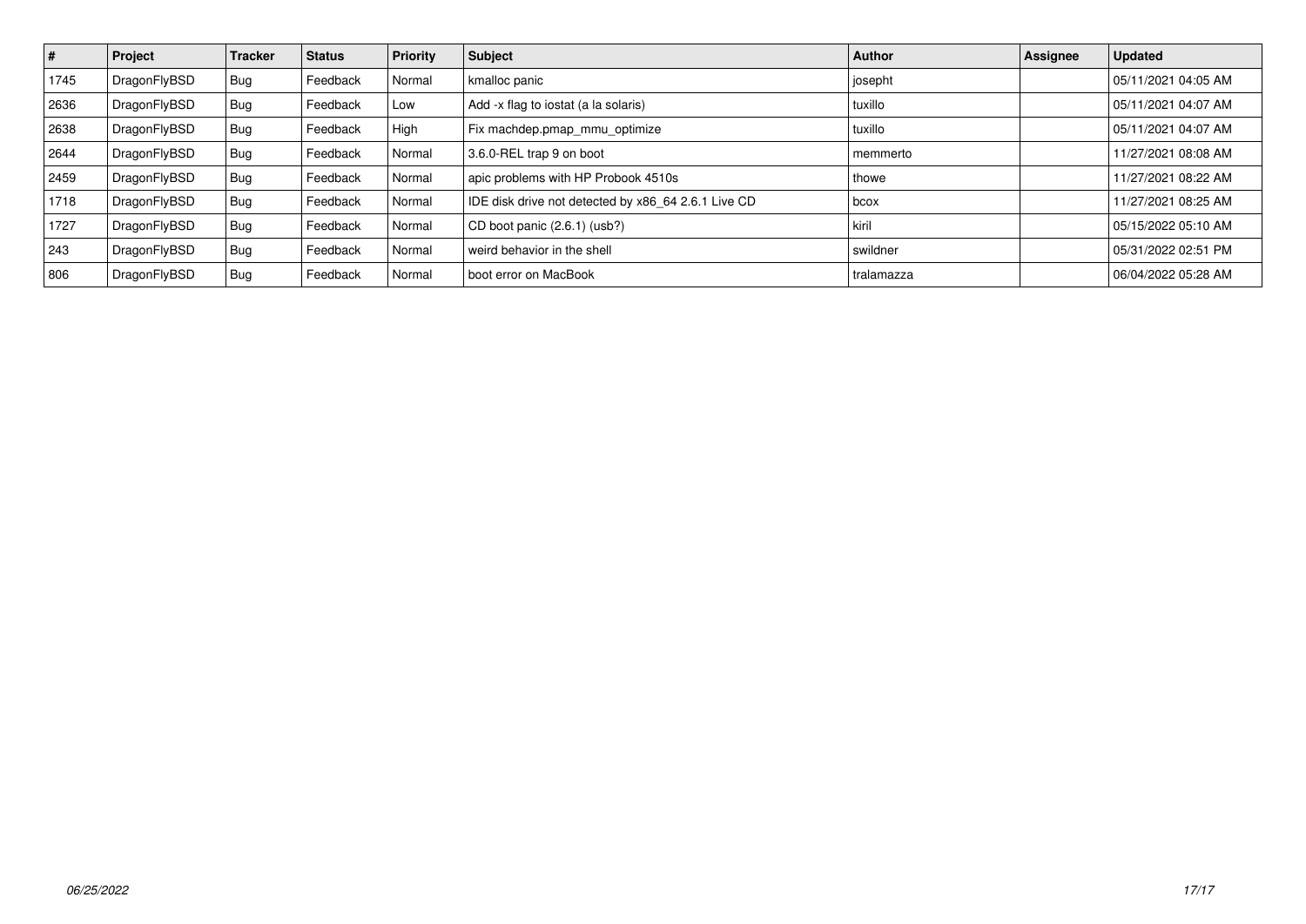| # | Project | Tracker | Status | Priority | Subject | Author | Assignee | Updated |
|---|---|---|---|---|---|---|---|---|
| 1745 | DragonFlyBSD | Bug | Feedback | Normal | kmalloc panic | josepht | | 05/11/2021 04:05 AM |
| 2636 | DragonFlyBSD | Bug | Feedback | Low | Add -x flag to iostat (a la solaris) | tuxillo | | 05/11/2021 04:07 AM |
| 2638 | DragonFlyBSD | Bug | Feedback | High | Fix machdep.pmap_mmu_optimize | tuxillo | | 05/11/2021 04:07 AM |
| 2644 | DragonFlyBSD | Bug | Feedback | Normal | 3.6.0-REL trap 9 on boot | memmerto | | 11/27/2021 08:08 AM |
| 2459 | DragonFlyBSD | Bug | Feedback | Normal | apic problems with HP Probook 4510s | thowe | | 11/27/2021 08:22 AM |
| 1718 | DragonFlyBSD | Bug | Feedback | Normal | IDE disk drive not detected by x86_64 2.6.1 Live CD | bcox | | 11/27/2021 08:25 AM |
| 1727 | DragonFlyBSD | Bug | Feedback | Normal | CD boot panic (2.6.1) (usb?) | kiril | | 05/15/2022 05:10 AM |
| 243 | DragonFlyBSD | Bug | Feedback | Normal | weird behavior in the shell | swildner | | 05/31/2022 02:51 PM |
| 806 | DragonFlyBSD | Bug | Feedback | Normal | boot error on MacBook | tralamazza | | 06/04/2022 05:28 AM |